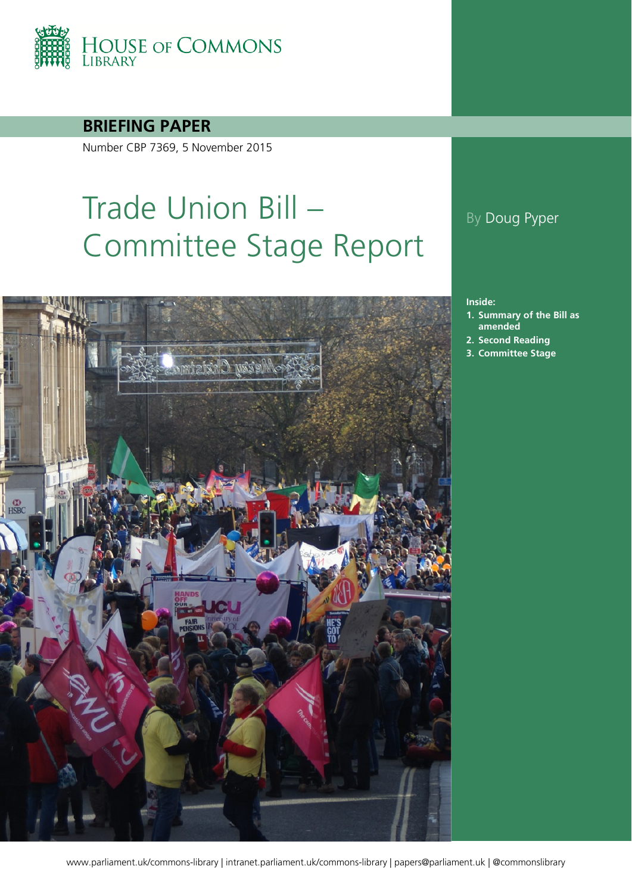HOUSE OF COMMONS LIBRARY

**BRIEFING PAPER**

Number CBP 7369, 5 November 2015

# Trade Union Bill – Committee Stage Report

By Doug Pyper

**Inside:**

1. **Summary of the Bill as amended**
2. **Second Reading**
3. **Committee Stage**

www.parliament.uk/commons-library | intranet.parliament.uk/commons-library | papers@parliament.uk | @commonslibrary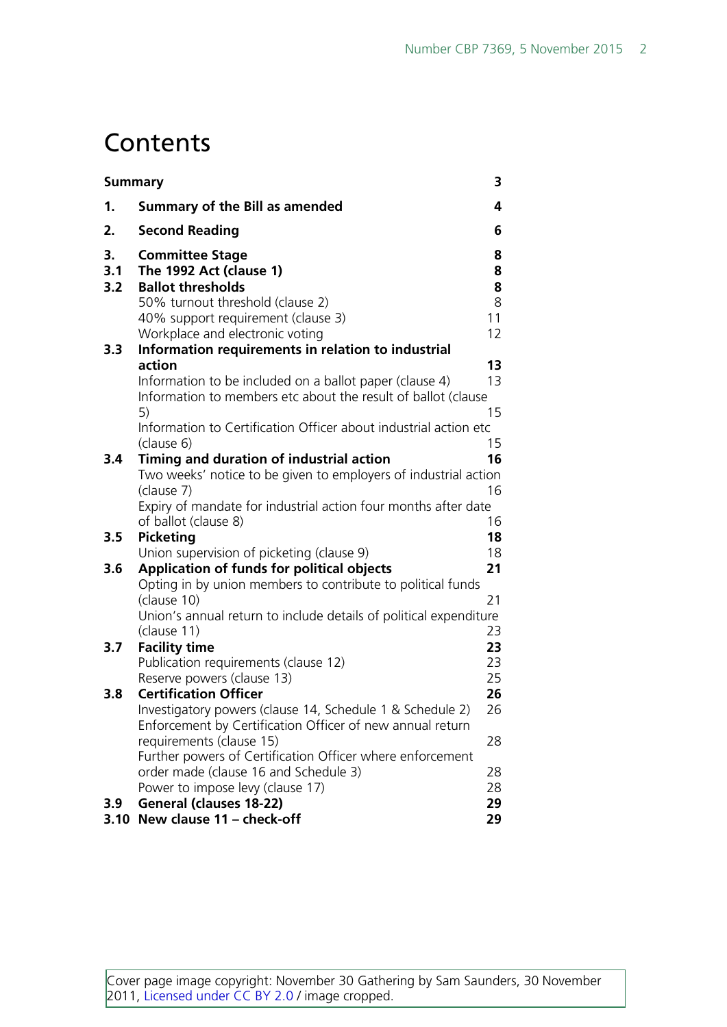# Contents

| | | |
|---|---|---|
| **Summary** | | **3** |
| **1.** | **Summary of the Bill as amended** | **4** |
| **2.** | **Second Reading** | **6** |
| **3.** | **Committee Stage** | **8** |
| **3.1** | **The 1992 Act (clause 1)** | **8** |
| **3.2** | **Ballot thresholds** | **8** |
| | 50% turnout threshold (clause 2) | 8 |
| | 40% support requirement (clause 3) | 11 |
| | Workplace and electronic voting | 12 |
| **3.3** | **Information requirements in relation to industrial action** | **13** |
| | Information to be included on a ballot paper (clause 4) | 13 |
| | Information to members etc about the result of ballot (clause 5) | 15 |
| | Information to Certification Officer about industrial action etc (clause 6) | 15 |
| **3.4** | **Timing and duration of industrial action** | **16** |
| | Two weeks' notice to be given to employers of industrial action (clause 7) | 16 |
| | Expiry of mandate for industrial action four months after date of ballot (clause 8) | 16 |
| **3.5** | **Picketing** | **18** |
| | Union supervision of picketing (clause 9) | 18 |
| **3.6** | **Application of funds for political objects** | **21** |
| | Opting in by union members to contribute to political funds (clause 10) | 21 |
| | Union's annual return to include details of political expenditure (clause 11) | 23 |
| **3.7** | **Facility time** | **23** |
| | Publication requirements (clause 12) | 23 |
| | Reserve powers (clause 13) | 25 |
| **3.8** | **Certification Officer** | **26** |
| | Investigatory powers (clause 14, Schedule 1 & Schedule 2) | 26 |
| | Enforcement by Certification Officer of new annual return requirements (clause 15) | 28 |
| | Further powers of Certification Officer where enforcement order made (clause 16 and Schedule 3) | 28 |
| | Power to impose levy (clause 17) | 28 |
| **3.9** | **General (clauses 18-22)** | **29** |
| **3.10** | **New clause 11 – check-off** | **29** |

Cover page image copyright: November 30 Gathering by Sam Saunders, 30 November 2011, Licensed under CC BY 2.0 / image cropped.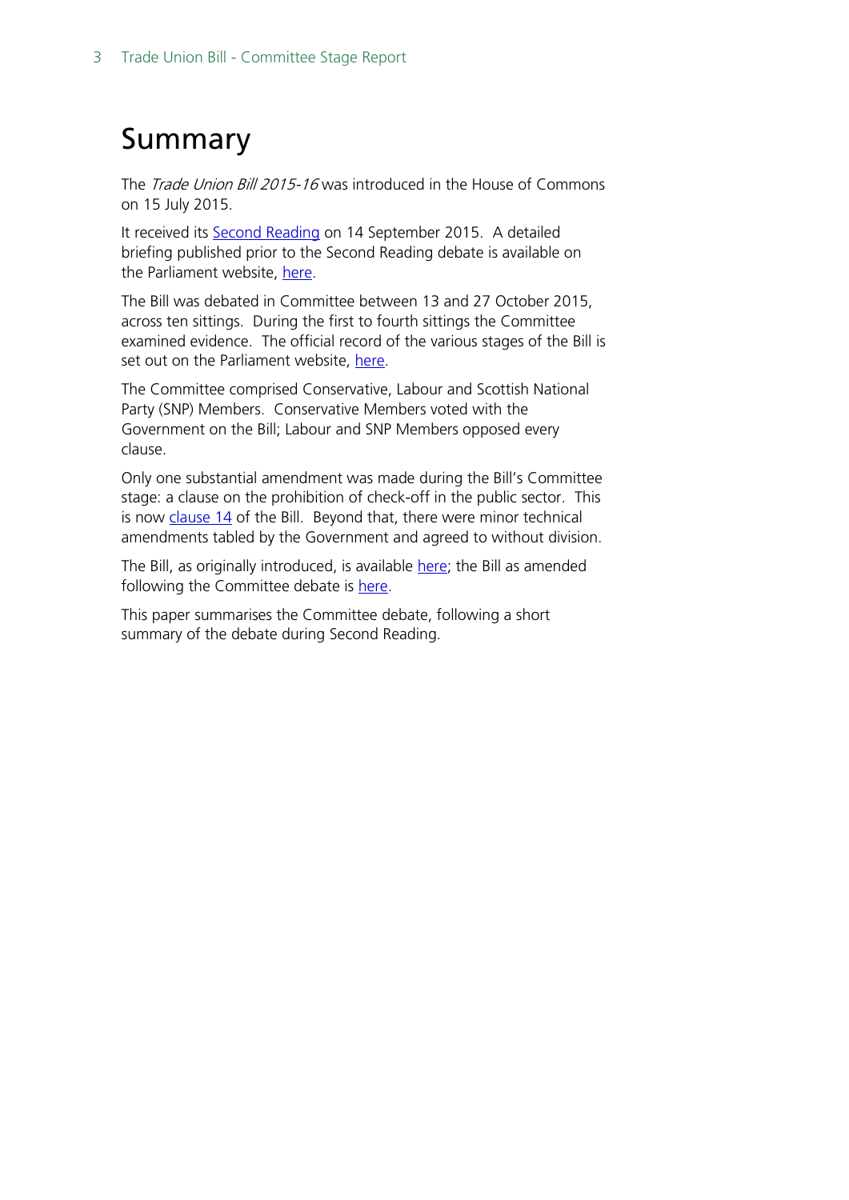# Summary

The *Trade Union Bill 2015-16* was introduced in the House of Commons on 15 July 2015.

It received its Second Reading on 14 September 2015. A detailed briefing published prior to the Second Reading debate is available on the Parliament website, here.

The Bill was debated in Committee between 13 and 27 October 2015, across ten sittings. During the first to fourth sittings the Committee examined evidence. The official record of the various stages of the Bill is set out on the Parliament website, here.

The Committee comprised Conservative, Labour and Scottish National Party (SNP) Members. Conservative Members voted with the Government on the Bill; Labour and SNP Members opposed every clause.

Only one substantial amendment was made during the Bill's Committee stage: a clause on the prohibition of check-off in the public sector. This is now clause 14 of the Bill. Beyond that, there were minor technical amendments tabled by the Government and agreed to without division.

The Bill, as originally introduced, is available here; the Bill as amended following the Committee debate is here.

This paper summarises the Committee debate, following a short summary of the debate during Second Reading.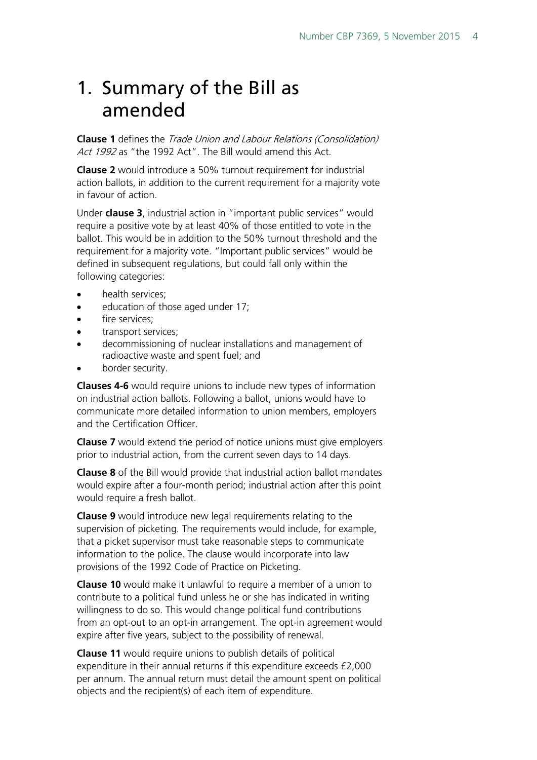# 1. Summary of the Bill as amended

**Clause 1** defines the *Trade Union and Labour Relations (Consolidation) Act 1992* as "the 1992 Act". The Bill would amend this Act.

**Clause 2** would introduce a 50% turnout requirement for industrial action ballots, in addition to the current requirement for a majority vote in favour of action.

Under **clause 3**, industrial action in "important public services" would require a positive vote by at least 40% of those entitled to vote in the ballot. This would be in addition to the 50% turnout threshold and the requirement for a majority vote. "Important public services" would be defined in subsequent regulations, but could fall only within the following categories:

- health services;
- education of those aged under 17;
- fire services;
- transport services;
- decommissioning of nuclear installations and management of radioactive waste and spent fuel; and
- border security.

**Clauses 4-6** would require unions to include new types of information on industrial action ballots. Following a ballot, unions would have to communicate more detailed information to union members, employers and the Certification Officer.

**Clause 7** would extend the period of notice unions must give employers prior to industrial action, from the current seven days to 14 days.

**Clause 8** of the Bill would provide that industrial action ballot mandates would expire after a four-month period; industrial action after this point would require a fresh ballot.

**Clause 9** would introduce new legal requirements relating to the supervision of picketing. The requirements would include, for example, that a picket supervisor must take reasonable steps to communicate information to the police. The clause would incorporate into law provisions of the 1992 Code of Practice on Picketing.

**Clause 10** would make it unlawful to require a member of a union to contribute to a political fund unless he or she has indicated in writing willingness to do so. This would change political fund contributions from an opt-out to an opt-in arrangement. The opt-in agreement would expire after five years, subject to the possibility of renewal.

**Clause 11** would require unions to publish details of political expenditure in their annual returns if this expenditure exceeds £2,000 per annum. The annual return must detail the amount spent on political objects and the recipient(s) of each item of expenditure.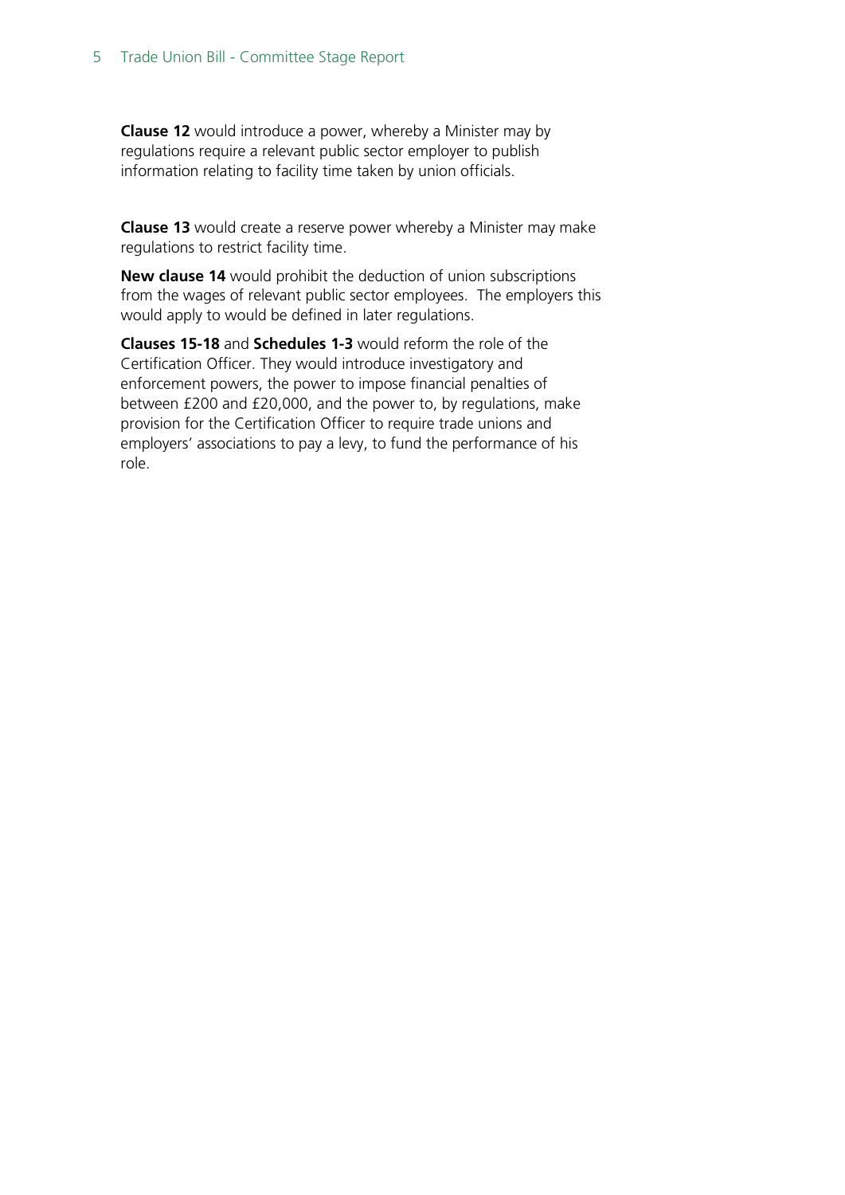**Clause 12** would introduce a power, whereby a Minister may by regulations require a relevant public sector employer to publish information relating to facility time taken by union officials.

**Clause 13** would create a reserve power whereby a Minister may make regulations to restrict facility time.

**New clause 14** would prohibit the deduction of union subscriptions from the wages of relevant public sector employees. The employers this would apply to would be defined in later regulations.

**Clauses 15-18** and **Schedules 1-3** would reform the role of the Certification Officer. They would introduce investigatory and enforcement powers, the power to impose financial penalties of between £200 and £20,000, and the power to, by regulations, make provision for the Certification Officer to require trade unions and employers' associations to pay a levy, to fund the performance of his role.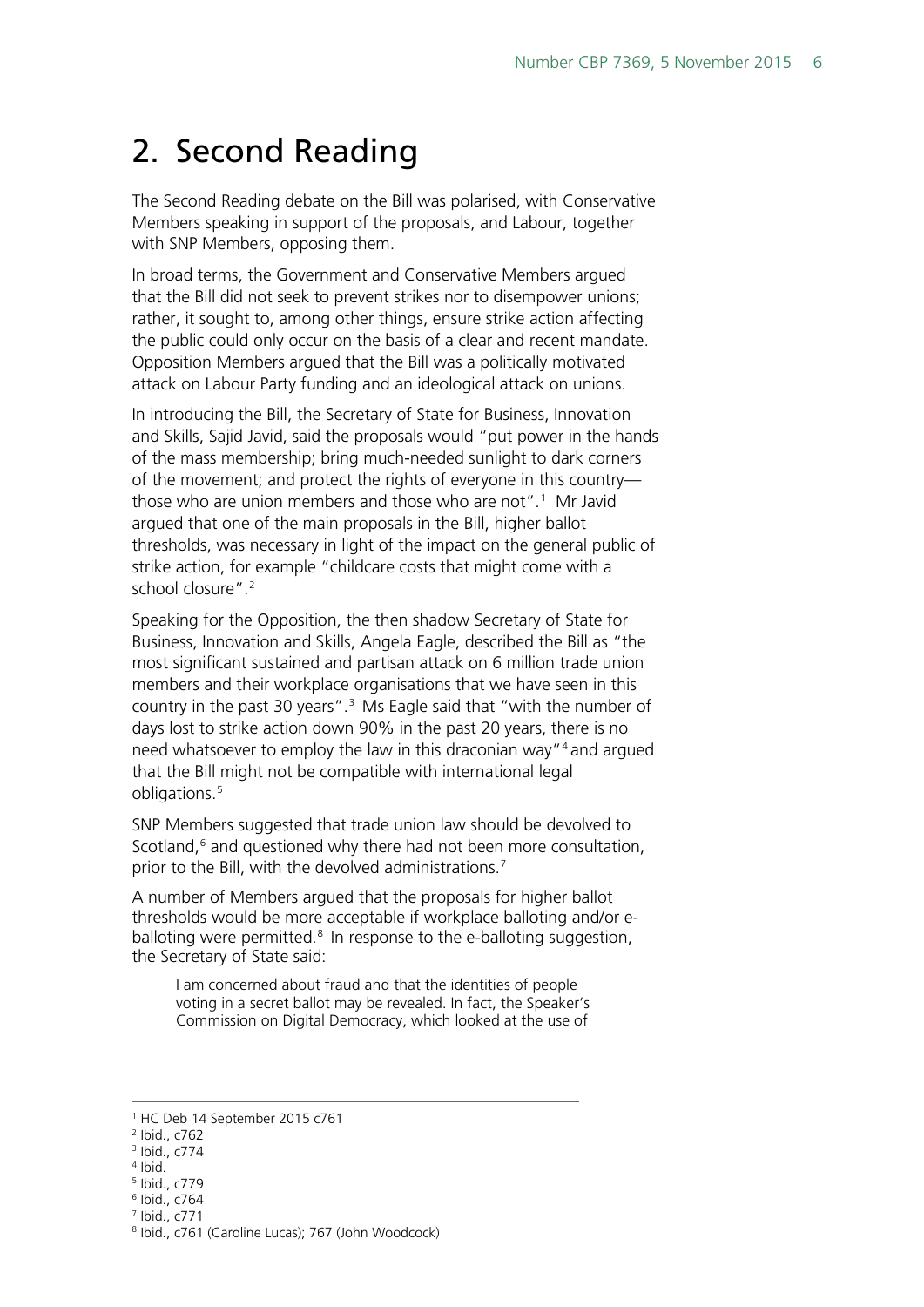# 2. Second Reading

The Second Reading debate on the Bill was polarised, with Conservative Members speaking in support of the proposals, and Labour, together with SNP Members, opposing them.

In broad terms, the Government and Conservative Members argued that the Bill did not seek to prevent strikes nor to disempower unions; rather, it sought to, among other things, ensure strike action affecting the public could only occur on the basis of a clear and recent mandate. Opposition Members argued that the Bill was a politically motivated attack on Labour Party funding and an ideological attack on unions.

In introducing the Bill, the Secretary of State for Business, Innovation and Skills, Sajid Javid, said the proposals would "put power in the hands of the mass membership; bring much-needed sunlight to dark corners of the movement; and protect the rights of everyone in this country—those who are union members and those who are not".[1] Mr Javid argued that one of the main proposals in the Bill, higher ballot thresholds, was necessary in light of the impact on the general public of strike action, for example "childcare costs that might come with a school closure".[2]

Speaking for the Opposition, the then shadow Secretary of State for Business, Innovation and Skills, Angela Eagle, described the Bill as "the most significant sustained and partisan attack on 6 million trade union members and their workplace organisations that we have seen in this country in the past 30 years".[3] Ms Eagle said that "with the number of days lost to strike action down 90% in the past 20 years, there is no need whatsoever to employ the law in this draconian way"[4] and argued that the Bill might not be compatible with international legal obligations.[5]

SNP Members suggested that trade union law should be devolved to Scotland,[6] and questioned why there had not been more consultation, prior to the Bill, with the devolved administrations.[7]

A number of Members argued that the proposals for higher ballot thresholds would be more acceptable if workplace balloting and/or e-balloting were permitted.[8] In response to the e-balloting suggestion, the Secretary of State said:

> I am concerned about fraud and that the identities of people voting in a secret ballot may be revealed. In fact, the Speaker's Commission on Digital Democracy, which looked at the use of

---

[1] HC Deb 14 September 2015 c761
[2] Ibid., c762
[3] Ibid., c774
[4] Ibid.
[5] Ibid., c779
[6] Ibid., c764
[7] Ibid., c771
[8] Ibid., c761 (Caroline Lucas); 767 (John Woodcock)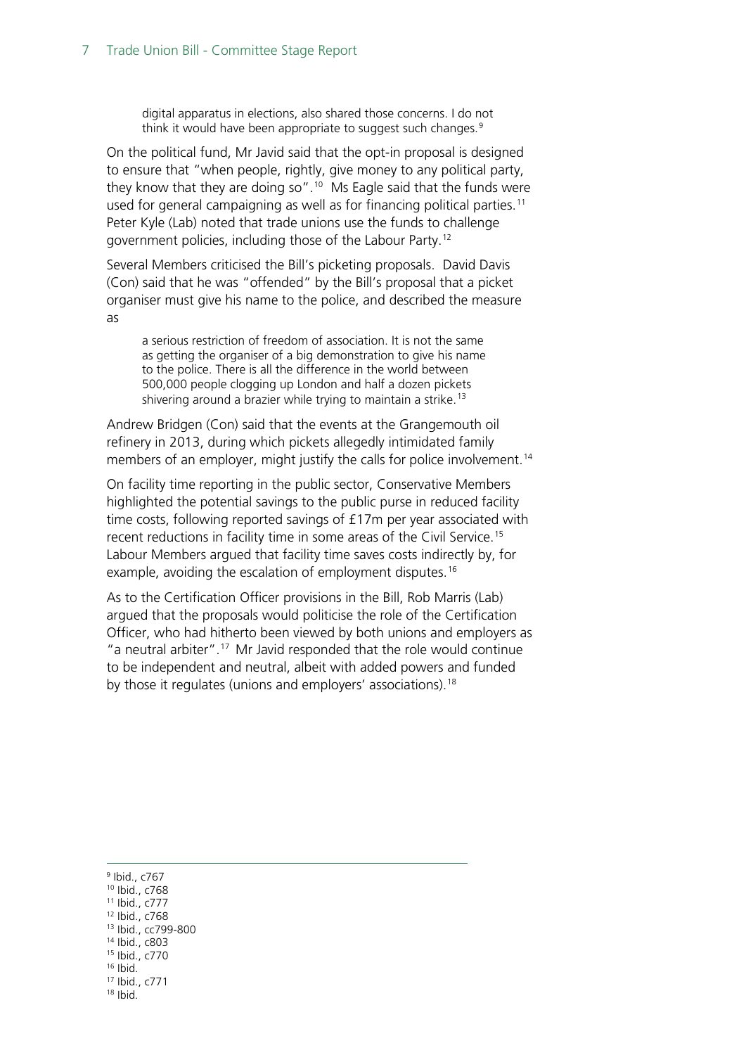> digital apparatus in elections, also shared those concerns. I do not think it would have been appropriate to suggest such changes.[9]

On the political fund, Mr Javid said that the opt-in proposal is designed to ensure that "when people, rightly, give money to any political party, they know that they are doing so".[10] Ms Eagle said that the funds were used for general campaigning as well as for financing political parties.[11] Peter Kyle (Lab) noted that trade unions use the funds to challenge government policies, including those of the Labour Party.[12]

Several Members criticised the Bill's picketing proposals. David Davis (Con) said that he was "offended" by the Bill's proposal that a picket organiser must give his name to the police, and described the measure as

> a serious restriction of freedom of association. It is not the same as getting the organiser of a big demonstration to give his name to the police. There is all the difference in the world between 500,000 people clogging up London and half a dozen pickets shivering around a brazier while trying to maintain a strike.[13]

Andrew Bridgen (Con) said that the events at the Grangemouth oil refinery in 2013, during which pickets allegedly intimidated family members of an employer, might justify the calls for police involvement.[14]

On facility time reporting in the public sector, Conservative Members highlighted the potential savings to the public purse in reduced facility time costs, following reported savings of £17m per year associated with recent reductions in facility time in some areas of the Civil Service.[15] Labour Members argued that facility time saves costs indirectly by, for example, avoiding the escalation of employment disputes.[16]

As to the Certification Officer provisions in the Bill, Rob Marris (Lab) argued that the proposals would politicise the role of the Certification Officer, who had hitherto been viewed by both unions and employers as "a neutral arbiter".[17] Mr Javid responded that the role would continue to be independent and neutral, albeit with added powers and funded by those it regulates (unions and employers' associations).[18]

---

[9] Ibid., c767
[10] Ibid., c768
[11] Ibid., c777
[12] Ibid., c768
[13] Ibid., cc799-800
[14] Ibid., c803
[15] Ibid., c770
[16] Ibid.
[17] Ibid., c771
[18] Ibid.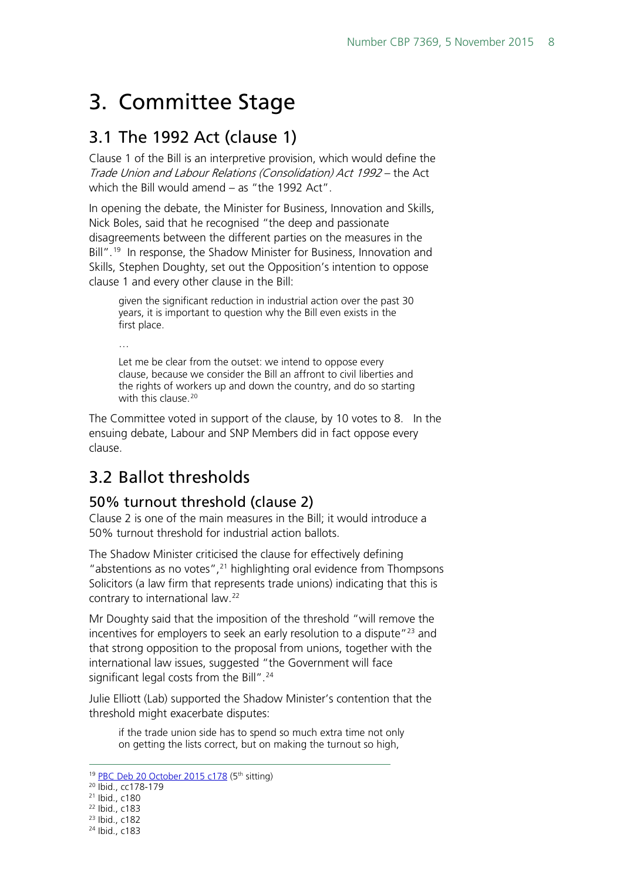# 3. Committee Stage

## 3.1 The 1992 Act (clause 1)

Clause 1 of the Bill is an interpretive provision, which would define the *Trade Union and Labour Relations (Consolidation) Act 1992* – the Act which the Bill would amend – as "the 1992 Act".

In opening the debate, the Minister for Business, Innovation and Skills, Nick Boles, said that he recognised "the deep and passionate disagreements between the different parties on the measures in the Bill".[19] In response, the Shadow Minister for Business, Innovation and Skills, Stephen Doughty, set out the Opposition's intention to oppose clause 1 and every other clause in the Bill:

> given the significant reduction in industrial action over the past 30 years, it is important to question why the Bill even exists in the first place.
>
> …
>
> Let me be clear from the outset: we intend to oppose every clause, because we consider the Bill an affront to civil liberties and the rights of workers up and down the country, and do so starting with this clause.[20]

The Committee voted in support of the clause, by 10 votes to 8. In the ensuing debate, Labour and SNP Members did in fact oppose every clause.

## 3.2 Ballot thresholds

### 50% turnout threshold (clause 2)

Clause 2 is one of the main measures in the Bill; it would introduce a 50% turnout threshold for industrial action ballots.

The Shadow Minister criticised the clause for effectively defining "abstentions as no votes",[21] highlighting oral evidence from Thompsons Solicitors (a law firm that represents trade unions) indicating that this is contrary to international law.[22]

Mr Doughty said that the imposition of the threshold "will remove the incentives for employers to seek an early resolution to a dispute"[23] and that strong opposition to the proposal from unions, together with the international law issues, suggested "the Government will face significant legal costs from the Bill".[24]

Julie Elliott (Lab) supported the Shadow Minister's contention that the threshold might exacerbate disputes:

> if the trade union side has to spend so much extra time not only on getting the lists correct, but on making the turnout so high,

---

[19] PBC Deb 20 October 2015 c178 (5th sitting)

[20] Ibid., cc178-179

[21] Ibid., c180

[22] Ibid., c183

[23] Ibid., c182

[24] Ibid., c183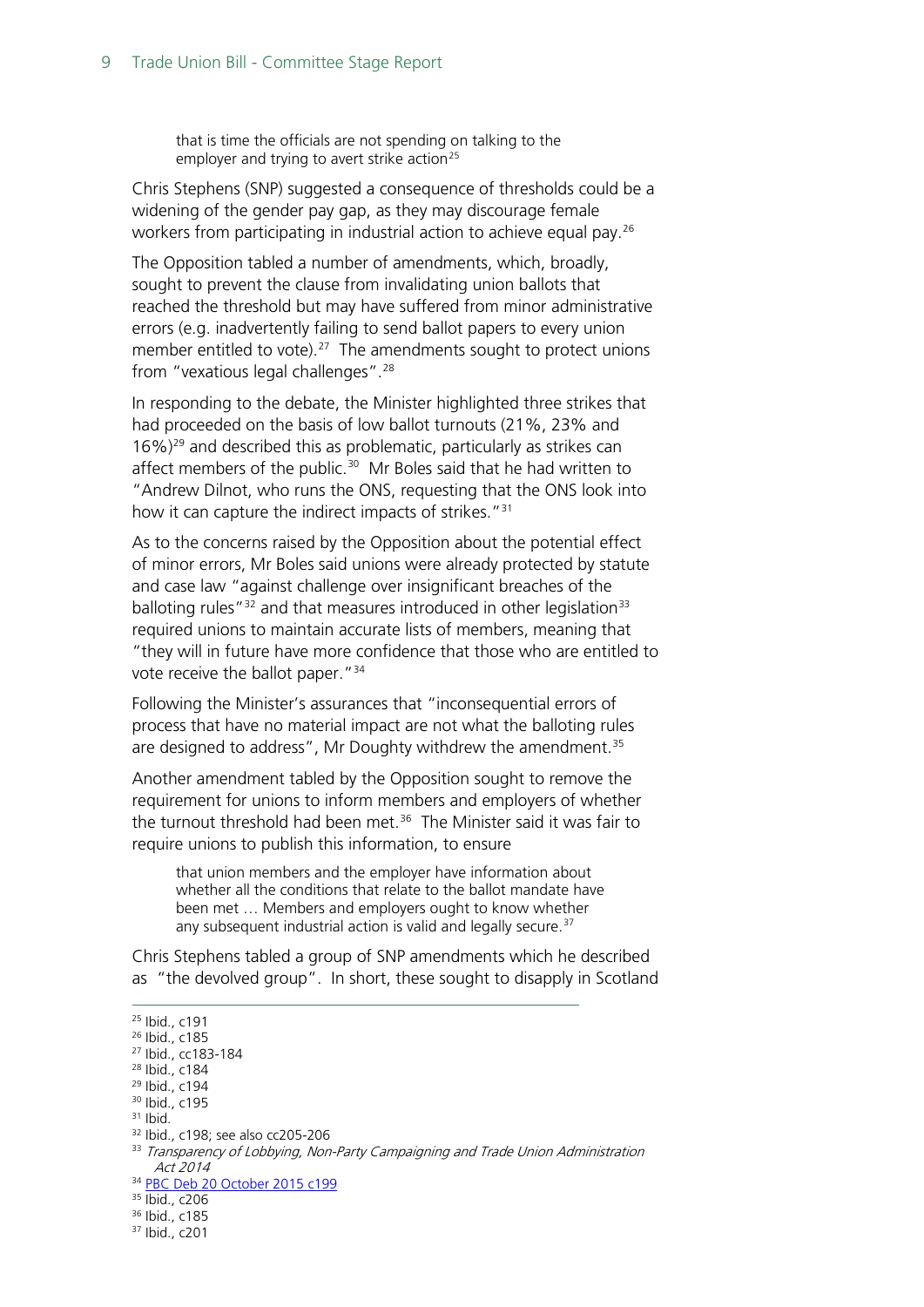> that is time the officials are not spending on talking to the employer and trying to avert strike action[25]

Chris Stephens (SNP) suggested a consequence of thresholds could be a widening of the gender pay gap, as they may discourage female workers from participating in industrial action to achieve equal pay.[26]

The Opposition tabled a number of amendments, which, broadly, sought to prevent the clause from invalidating union ballots that reached the threshold but may have suffered from minor administrative errors (e.g. inadvertently failing to send ballot papers to every union member entitled to vote).[27] The amendments sought to protect unions from "vexatious legal challenges".[28]

In responding to the debate, the Minister highlighted three strikes that had proceeded on the basis of low ballot turnouts (21%, 23% and 16%)[29] and described this as problematic, particularly as strikes can affect members of the public.[30] Mr Boles said that he had written to "Andrew Dilnot, who runs the ONS, requesting that the ONS look into how it can capture the indirect impacts of strikes."[31]

As to the concerns raised by the Opposition about the potential effect of minor errors, Mr Boles said unions were already protected by statute and case law "against challenge over insignificant breaches of the balloting rules"[32] and that measures introduced in other legislation[33] required unions to maintain accurate lists of members, meaning that "they will in future have more confidence that those who are entitled to vote receive the ballot paper."[34]

Following the Minister's assurances that "inconsequential errors of process that have no material impact are not what the balloting rules are designed to address", Mr Doughty withdrew the amendment.[35]

Another amendment tabled by the Opposition sought to remove the requirement for unions to inform members and employers of whether the turnout threshold had been met.[36] The Minister said it was fair to require unions to publish this information, to ensure

> that union members and the employer have information about whether all the conditions that relate to the ballot mandate have been met … Members and employers ought to know whether any subsequent industrial action is valid and legally secure.[37]

Chris Stephens tabled a group of SNP amendments which he described as "the devolved group". In short, these sought to disapply in Scotland

---

[25] Ibid., c191
[26] Ibid., c185
[27] Ibid., cc183-184
[28] Ibid., c184
[29] Ibid., c194
[30] Ibid., c195
[31] Ibid.
[32] Ibid., c198; see also cc205-206
[33] *Transparency of Lobbying, Non-Party Campaigning and Trade Union Administration Act 2014*
[34] PBC Deb 20 October 2015 c199
[35] Ibid., c206
[36] Ibid., c185
[37] Ibid., c201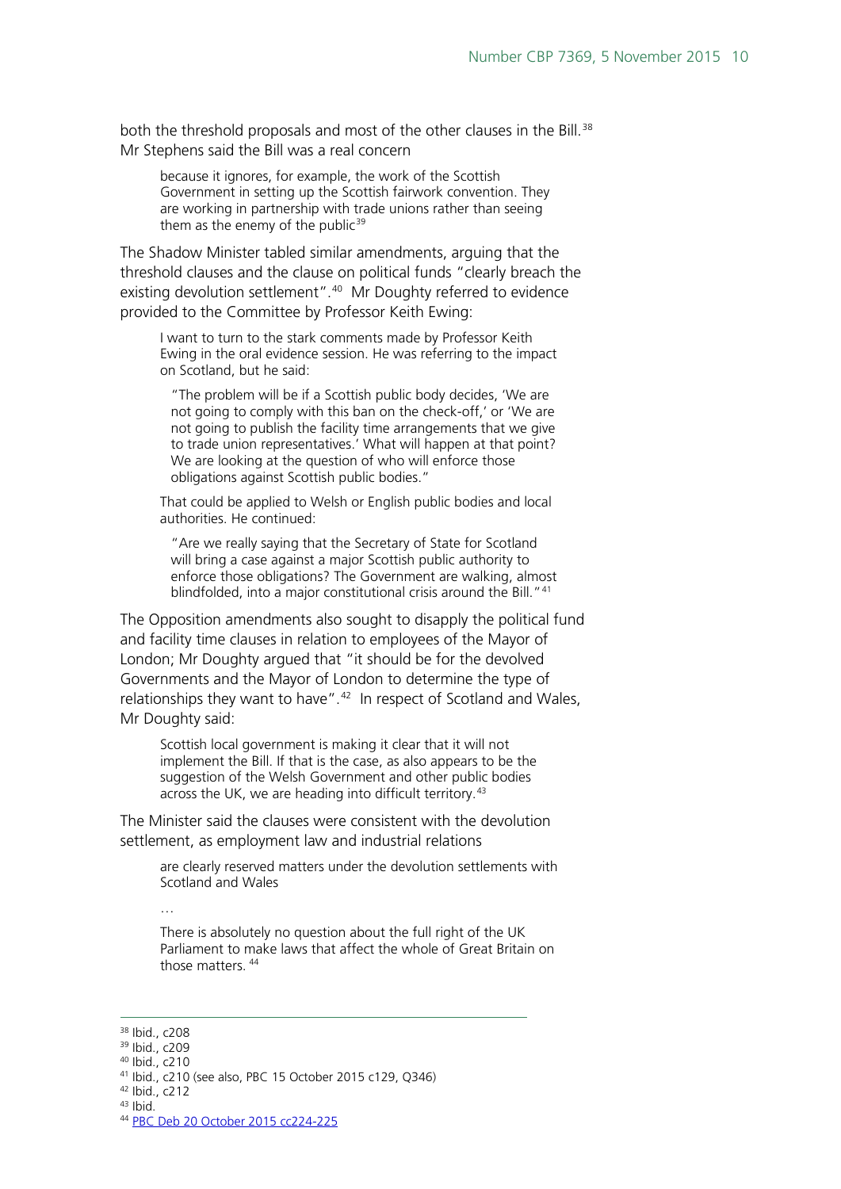both the threshold proposals and most of the other clauses in the Bill.[38] Mr Stephens said the Bill was a real concern

> because it ignores, for example, the work of the Scottish Government in setting up the Scottish fairwork convention. They are working in partnership with trade unions rather than seeing them as the enemy of the public[39]

The Shadow Minister tabled similar amendments, arguing that the threshold clauses and the clause on political funds "clearly breach the existing devolution settlement".[40] Mr Doughty referred to evidence provided to the Committee by Professor Keith Ewing:

> I want to turn to the stark comments made by Professor Keith Ewing in the oral evidence session. He was referring to the impact on Scotland, but he said:
>
> > "The problem will be if a Scottish public body decides, 'We are not going to comply with this ban on the check-off,' or 'We are not going to publish the facility time arrangements that we give to trade union representatives.' What will happen at that point? We are looking at the question of who will enforce those obligations against Scottish public bodies."
>
> That could be applied to Welsh or English public bodies and local authorities. He continued:
>
> > "Are we really saying that the Secretary of State for Scotland will bring a case against a major Scottish public authority to enforce those obligations? The Government are walking, almost blindfolded, into a major constitutional crisis around the Bill."[41]

The Opposition amendments also sought to disapply the political fund and facility time clauses in relation to employees of the Mayor of London; Mr Doughty argued that "it should be for the devolved Governments and the Mayor of London to determine the type of relationships they want to have".[42] In respect of Scotland and Wales, Mr Doughty said:

> Scottish local government is making it clear that it will not implement the Bill. If that is the case, as also appears to be the suggestion of the Welsh Government and other public bodies across the UK, we are heading into difficult territory.[43]

The Minister said the clauses were consistent with the devolution settlement, as employment law and industrial relations

> are clearly reserved matters under the devolution settlements with Scotland and Wales
>
> …
>
> There is absolutely no question about the full right of the UK Parliament to make laws that affect the whole of Great Britain on those matters.[44]

---

[38] Ibid., c208
[39] Ibid., c209
[40] Ibid., c210
[41] Ibid., c210 (see also, PBC 15 October 2015 c129, Q346)
[42] Ibid., c212
[43] Ibid.
[44] PBC Deb 20 October 2015 cc224-225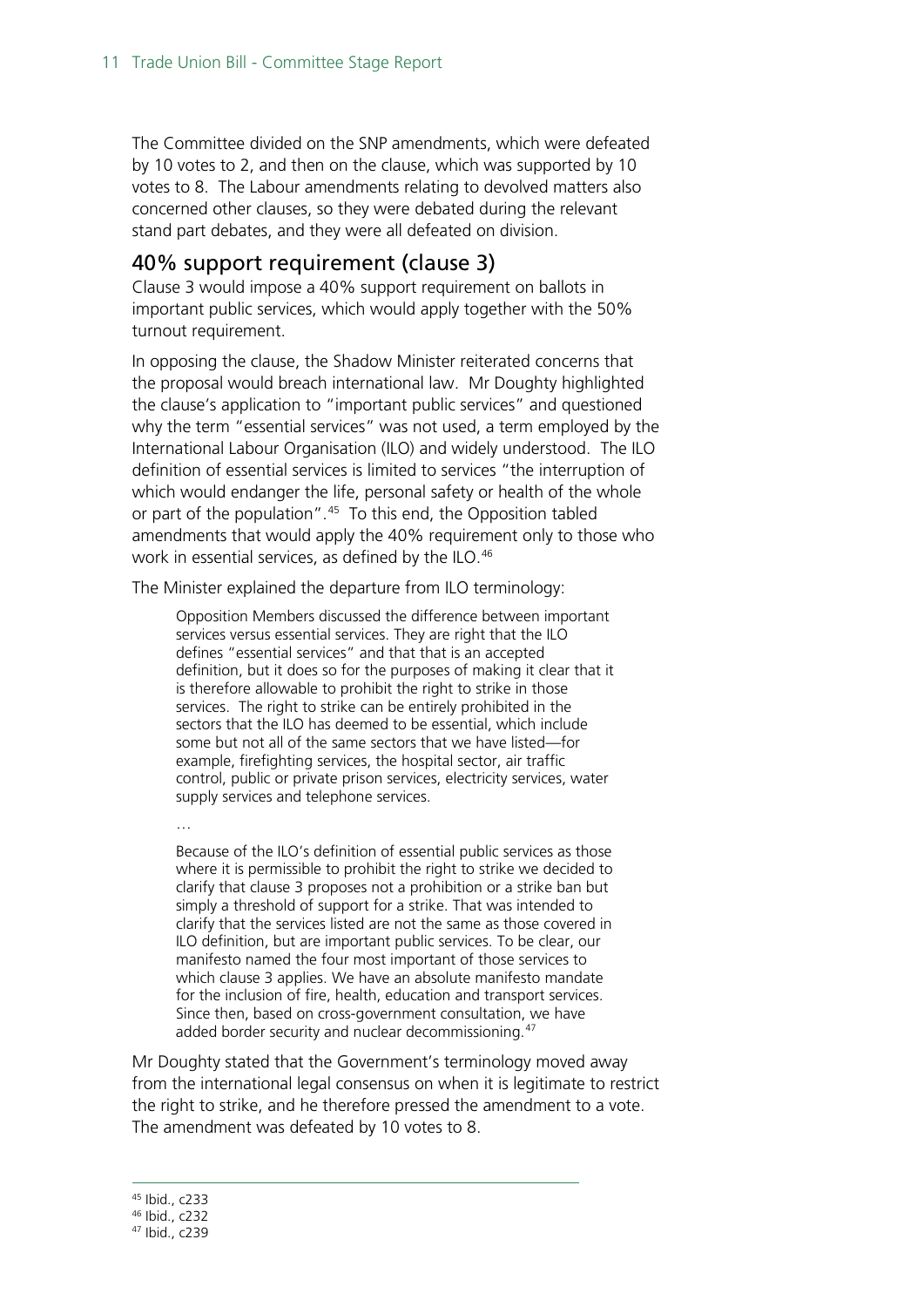The Committee divided on the SNP amendments, which were defeated by 10 votes to 2, and then on the clause, which was supported by 10 votes to 8. The Labour amendments relating to devolved matters also concerned other clauses, so they were debated during the relevant stand part debates, and they were all defeated on division.

## 40% support requirement (clause 3)

Clause 3 would impose a 40% support requirement on ballots in important public services, which would apply together with the 50% turnout requirement.

In opposing the clause, the Shadow Minister reiterated concerns that the proposal would breach international law. Mr Doughty highlighted the clause's application to "important public services" and questioned why the term "essential services" was not used, a term employed by the International Labour Organisation (ILO) and widely understood. The ILO definition of essential services is limited to services "the interruption of which would endanger the life, personal safety or health of the whole or part of the population".[45] To this end, the Opposition tabled amendments that would apply the 40% requirement only to those who work in essential services, as defined by the ILO.[46]

The Minister explained the departure from ILO terminology:

> Opposition Members discussed the difference between important services versus essential services. They are right that the ILO defines "essential services" and that that is an accepted definition, but it does so for the purposes of making it clear that it is therefore allowable to prohibit the right to strike in those services. The right to strike can be entirely prohibited in the sectors that the ILO has deemed to be essential, which include some but not all of the same sectors that we have listed—for example, firefighting services, the hospital sector, air traffic control, public or private prison services, electricity services, water supply services and telephone services.
>
> …
>
> Because of the ILO's definition of essential public services as those where it is permissible to prohibit the right to strike we decided to clarify that clause 3 proposes not a prohibition or a strike ban but simply a threshold of support for a strike. That was intended to clarify that the services listed are not the same as those covered in ILO definition, but are important public services. To be clear, our manifesto named the four most important of those services to which clause 3 applies. We have an absolute manifesto mandate for the inclusion of fire, health, education and transport services. Since then, based on cross-government consultation, we have added border security and nuclear decommissioning.[47]

Mr Doughty stated that the Government's terminology moved away from the international legal consensus on when it is legitimate to restrict the right to strike, and he therefore pressed the amendment to a vote. The amendment was defeated by 10 votes to 8.

---

[45] Ibid., c233

[46] Ibid., c232

[47] Ibid., c239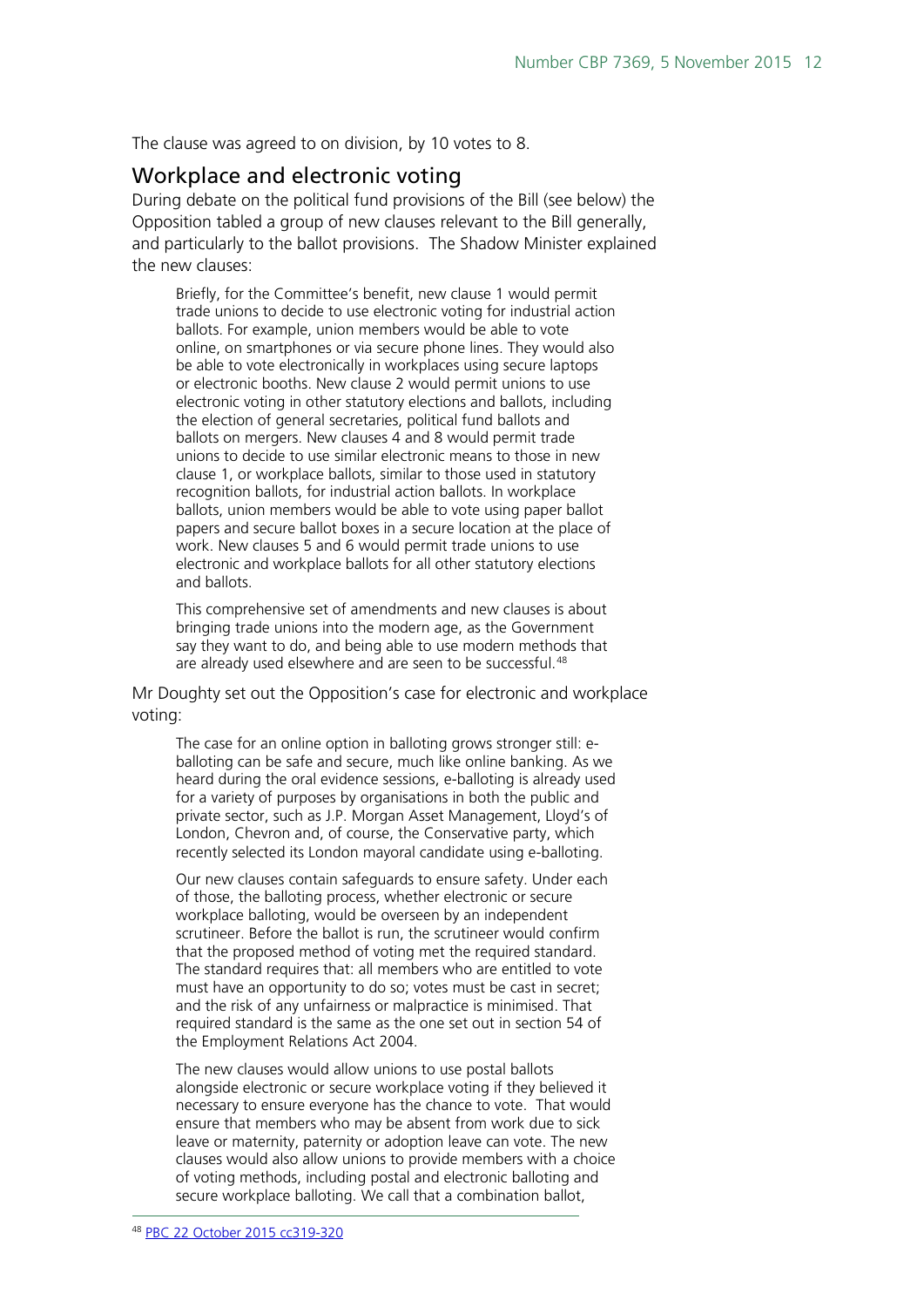The clause was agreed to on division, by 10 votes to 8.

## Workplace and electronic voting

During debate on the political fund provisions of the Bill (see below) the Opposition tabled a group of new clauses relevant to the Bill generally, and particularly to the ballot provisions. The Shadow Minister explained the new clauses:

> Briefly, for the Committee's benefit, new clause 1 would permit trade unions to decide to use electronic voting for industrial action ballots. For example, union members would be able to vote online, on smartphones or via secure phone lines. They would also be able to vote electronically in workplaces using secure laptops or electronic booths. New clause 2 would permit unions to use electronic voting in other statutory elections and ballots, including the election of general secretaries, political fund ballots and ballots on mergers. New clauses 4 and 8 would permit trade unions to decide to use similar electronic means to those in new clause 1, or workplace ballots, similar to those used in statutory recognition ballots, for industrial action ballots. In workplace ballots, union members would be able to vote using paper ballot papers and secure ballot boxes in a secure location at the place of work. New clauses 5 and 6 would permit trade unions to use electronic and workplace ballots for all other statutory elections and ballots.
>
> This comprehensive set of amendments and new clauses is about bringing trade unions into the modern age, as the Government say they want to do, and being able to use modern methods that are already used elsewhere and are seen to be successful.[48]

Mr Doughty set out the Opposition's case for electronic and workplace voting:

> The case for an online option in balloting grows stronger still: e-balloting can be safe and secure, much like online banking. As we heard during the oral evidence sessions, e-balloting is already used for a variety of purposes by organisations in both the public and private sector, such as J.P. Morgan Asset Management, Lloyd's of London, Chevron and, of course, the Conservative party, which recently selected its London mayoral candidate using e-balloting.
>
> Our new clauses contain safeguards to ensure safety. Under each of those, the balloting process, whether electronic or secure workplace balloting, would be overseen by an independent scrutineer. Before the ballot is run, the scrutineer would confirm that the proposed method of voting met the required standard. The standard requires that: all members who are entitled to vote must have an opportunity to do so; votes must be cast in secret; and the risk of any unfairness or malpractice is minimised. That required standard is the same as the one set out in section 54 of the Employment Relations Act 2004.
>
> The new clauses would allow unions to use postal ballots alongside electronic or secure workplace voting if they believed it necessary to ensure everyone has the chance to vote. That would ensure that members who may be absent from work due to sick leave or maternity, paternity or adoption leave can vote. The new clauses would also allow unions to provide members with a choice of voting methods, including postal and electronic balloting and secure workplace balloting. We call that a combination ballot,

[48] PBC 22 October 2015 cc319-320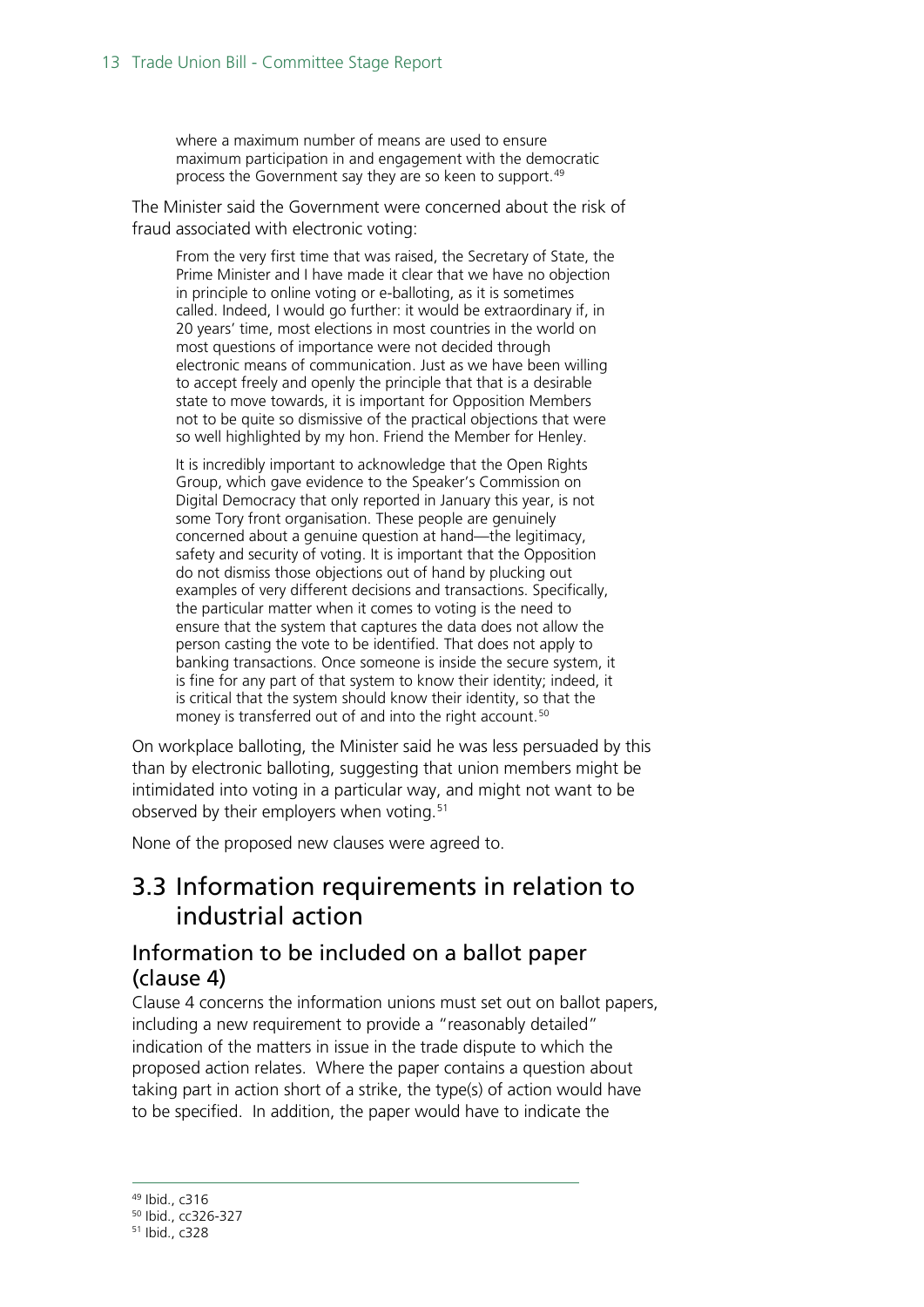> where a maximum number of means are used to ensure maximum participation in and engagement with the democratic process the Government say they are so keen to support.[49]

The Minister said the Government were concerned about the risk of fraud associated with electronic voting:

> From the very first time that was raised, the Secretary of State, the Prime Minister and I have made it clear that we have no objection in principle to online voting or e-balloting, as it is sometimes called. Indeed, I would go further: it would be extraordinary if, in 20 years' time, most elections in most countries in the world on most questions of importance were not decided through electronic means of communication. Just as we have been willing to accept freely and openly the principle that that is a desirable state to move towards, it is important for Opposition Members not to be quite so dismissive of the practical objections that were so well highlighted by my hon. Friend the Member for Henley.
>
> It is incredibly important to acknowledge that the Open Rights Group, which gave evidence to the Speaker's Commission on Digital Democracy that only reported in January this year, is not some Tory front organisation. These people are genuinely concerned about a genuine question at hand—the legitimacy, safety and security of voting. It is important that the Opposition do not dismiss those objections out of hand by plucking out examples of very different decisions and transactions. Specifically, the particular matter when it comes to voting is the need to ensure that the system that captures the data does not allow the person casting the vote to be identified. That does not apply to banking transactions. Once someone is inside the secure system, it is fine for any part of that system to know their identity; indeed, it is critical that the system should know their identity, so that the money is transferred out of and into the right account.[50]

On workplace balloting, the Minister said he was less persuaded by this than by electronic balloting, suggesting that union members might be intimidated into voting in a particular way, and might not want to be observed by their employers when voting.[51]

None of the proposed new clauses were agreed to.

## 3.3 Information requirements in relation to industrial action

### Information to be included on a ballot paper (clause 4)

Clause 4 concerns the information unions must set out on ballot papers, including a new requirement to provide a "reasonably detailed" indication of the matters in issue in the trade dispute to which the proposed action relates. Where the paper contains a question about taking part in action short of a strike, the type(s) of action would have to be specified. In addition, the paper would have to indicate the

---

[49] Ibid., c316
[50] Ibid., cc326-327
[51] Ibid., c328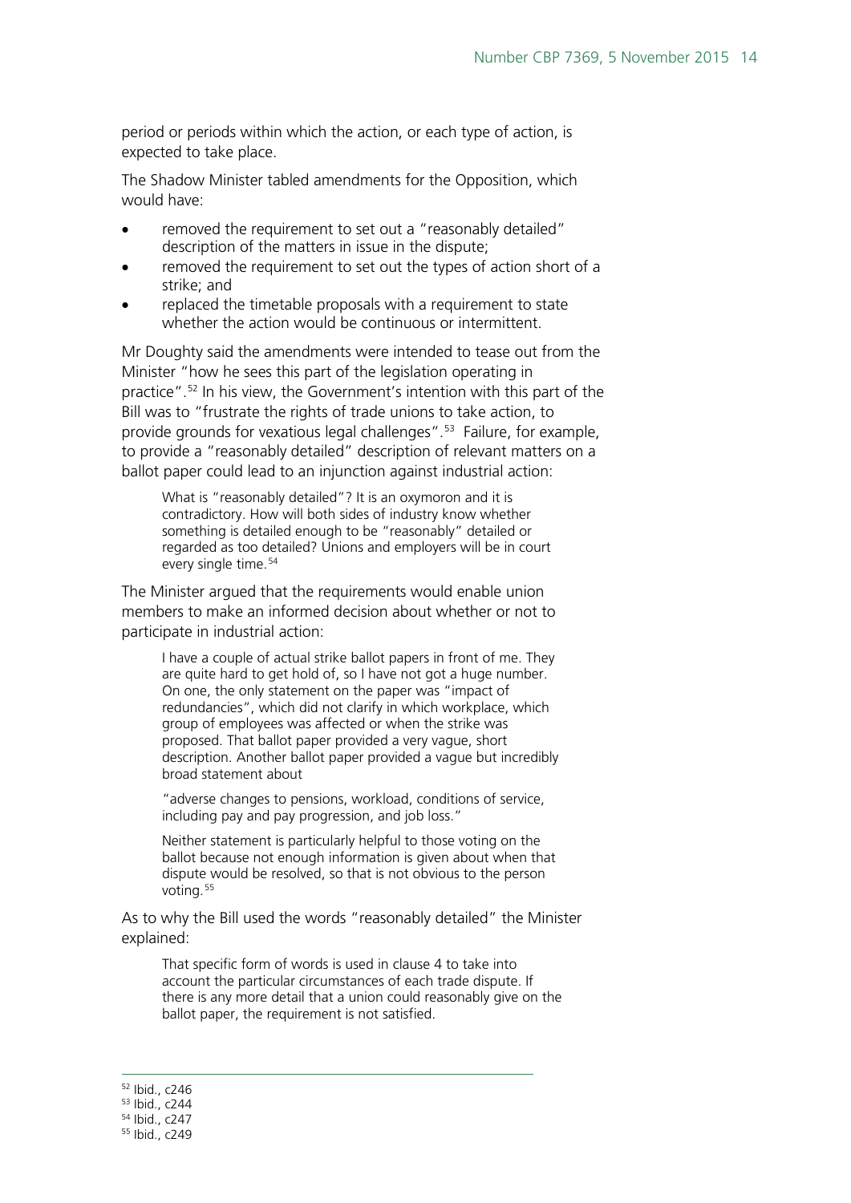period or periods within which the action, or each type of action, is expected to take place.

The Shadow Minister tabled amendments for the Opposition, which would have:

- removed the requirement to set out a "reasonably detailed" description of the matters in issue in the dispute;
- removed the requirement to set out the types of action short of a strike; and
- replaced the timetable proposals with a requirement to state whether the action would be continuous or intermittent.

Mr Doughty said the amendments were intended to tease out from the Minister "how he sees this part of the legislation operating in practice".[52] In his view, the Government's intention with this part of the Bill was to "frustrate the rights of trade unions to take action, to provide grounds for vexatious legal challenges".[53] Failure, for example, to provide a "reasonably detailed" description of relevant matters on a ballot paper could lead to an injunction against industrial action:

> What is "reasonably detailed"? It is an oxymoron and it is contradictory. How will both sides of industry know whether something is detailed enough to be "reasonably" detailed or regarded as too detailed? Unions and employers will be in court every single time.[54]

The Minister argued that the requirements would enable union members to make an informed decision about whether or not to participate in industrial action:

> I have a couple of actual strike ballot papers in front of me. They are quite hard to get hold of, so I have not got a huge number. On one, the only statement on the paper was "impact of redundancies", which did not clarify in which workplace, which group of employees was affected or when the strike was proposed. That ballot paper provided a very vague, short description. Another ballot paper provided a vague but incredibly broad statement about
>
> "adverse changes to pensions, workload, conditions of service, including pay and pay progression, and job loss."
>
> Neither statement is particularly helpful to those voting on the ballot because not enough information is given about when that dispute would be resolved, so that is not obvious to the person voting.[55]

As to why the Bill used the words "reasonably detailed" the Minister explained:

> That specific form of words is used in clause 4 to take into account the particular circumstances of each trade dispute. If there is any more detail that a union could reasonably give on the ballot paper, the requirement is not satisfied.

---

[52] Ibid., c246

[53] Ibid., c244

[54] Ibid., c247

[55] Ibid., c249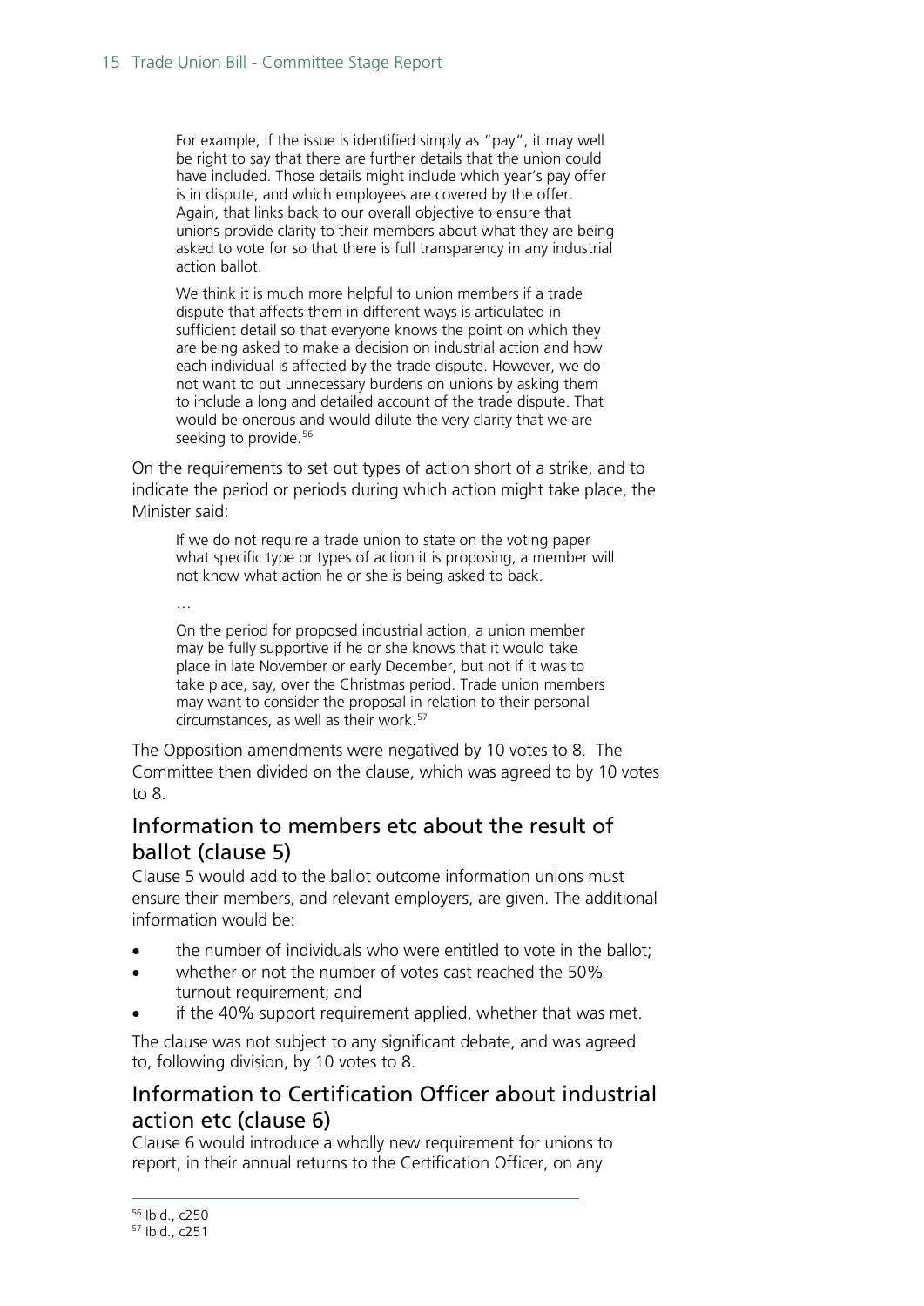> For example, if the issue is identified simply as "pay", it may well be right to say that there are further details that the union could have included. Those details might include which year's pay offer is in dispute, and which employees are covered by the offer. Again, that links back to our overall objective to ensure that unions provide clarity to their members about what they are being asked to vote for so that there is full transparency in any industrial action ballot.
>
> We think it is much more helpful to union members if a trade dispute that affects them in different ways is articulated in sufficient detail so that everyone knows the point on which they are being asked to make a decision on industrial action and how each individual is affected by the trade dispute. However, we do not want to put unnecessary burdens on unions by asking them to include a long and detailed account of the trade dispute. That would be onerous and would dilute the very clarity that we are seeking to provide.[56]

On the requirements to set out types of action short of a strike, and to indicate the period or periods during which action might take place, the Minister said:

> If we do not require a trade union to state on the voting paper what specific type or types of action it is proposing, a member will not know what action he or she is being asked to back.
>
> …
>
> On the period for proposed industrial action, a union member may be fully supportive if he or she knows that it would take place in late November or early December, but not if it was to take place, say, over the Christmas period. Trade union members may want to consider the proposal in relation to their personal circumstances, as well as their work.[57]

The Opposition amendments were negatived by 10 votes to 8. The Committee then divided on the clause, which was agreed to by 10 votes to 8.

## Information to members etc about the result of ballot (clause 5)

Clause 5 would add to the ballot outcome information unions must ensure their members, and relevant employers, are given. The additional information would be:

- the number of individuals who were entitled to vote in the ballot;
- whether or not the number of votes cast reached the 50% turnout requirement; and
- if the 40% support requirement applied, whether that was met.

The clause was not subject to any significant debate, and was agreed to, following division, by 10 votes to 8.

## Information to Certification Officer about industrial action etc (clause 6)

Clause 6 would introduce a wholly new requirement for unions to report, in their annual returns to the Certification Officer, on any

[56] Ibid., c250

[57] Ibid., c251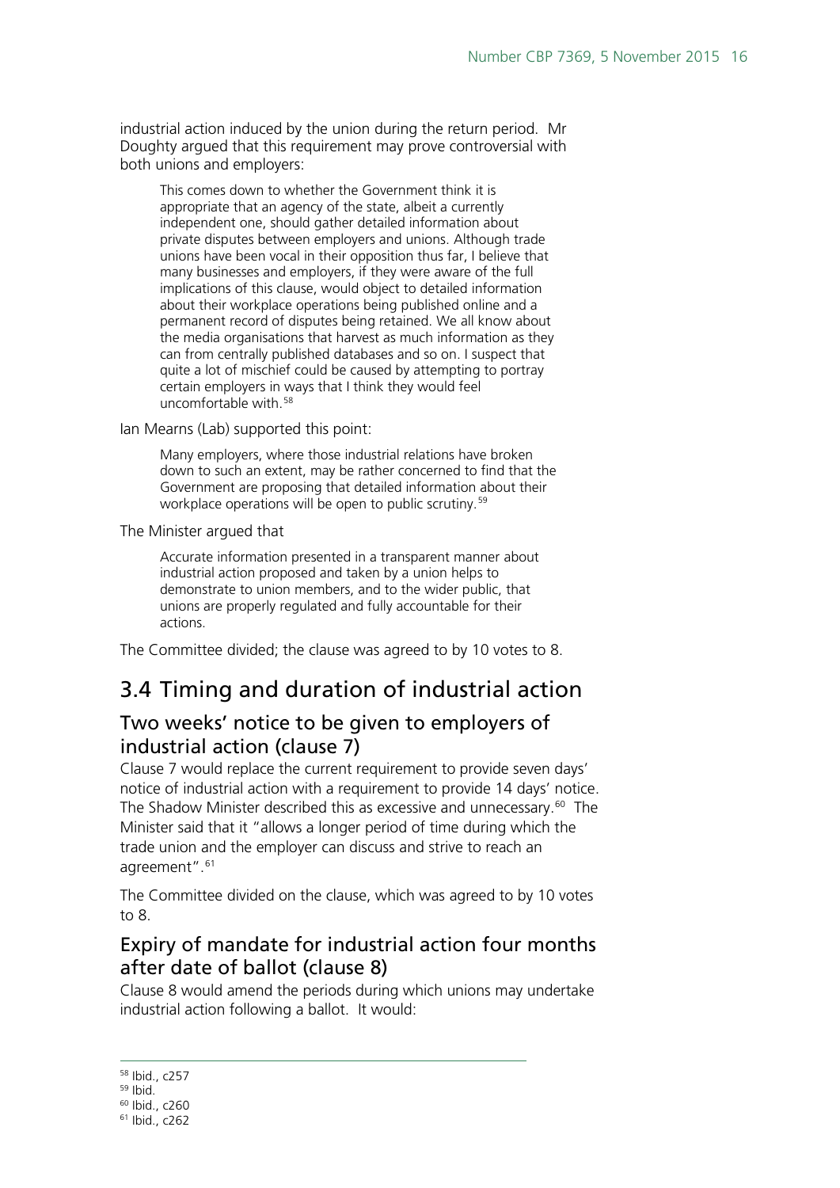industrial action induced by the union during the return period. Mr Doughty argued that this requirement may prove controversial with both unions and employers:

> This comes down to whether the Government think it is appropriate that an agency of the state, albeit a currently independent one, should gather detailed information about private disputes between employers and unions. Although trade unions have been vocal in their opposition thus far, I believe that many businesses and employers, if they were aware of the full implications of this clause, would object to detailed information about their workplace operations being published online and a permanent record of disputes being retained. We all know about the media organisations that harvest as much information as they can from centrally published databases and so on. I suspect that quite a lot of mischief could be caused by attempting to portray certain employers in ways that I think they would feel uncomfortable with.[58]

Ian Mearns (Lab) supported this point:

> Many employers, where those industrial relations have broken down to such an extent, may be rather concerned to find that the Government are proposing that detailed information about their workplace operations will be open to public scrutiny.[59]

The Minister argued that

> Accurate information presented in a transparent manner about industrial action proposed and taken by a union helps to demonstrate to union members, and to the wider public, that unions are properly regulated and fully accountable for their actions.

The Committee divided; the clause was agreed to by 10 votes to 8.

## 3.4 Timing and duration of industrial action

### Two weeks' notice to be given to employers of industrial action (clause 7)

Clause 7 would replace the current requirement to provide seven days' notice of industrial action with a requirement to provide 14 days' notice. The Shadow Minister described this as excessive and unnecessary.[60] The Minister said that it "allows a longer period of time during which the trade union and the employer can discuss and strive to reach an agreement".[61]

The Committee divided on the clause, which was agreed to by 10 votes to 8.

### Expiry of mandate for industrial action four months after date of ballot (clause 8)

Clause 8 would amend the periods during which unions may undertake industrial action following a ballot. It would:

---

[58] Ibid., c257
[59] Ibid.
[60] Ibid., c260
[61] Ibid., c262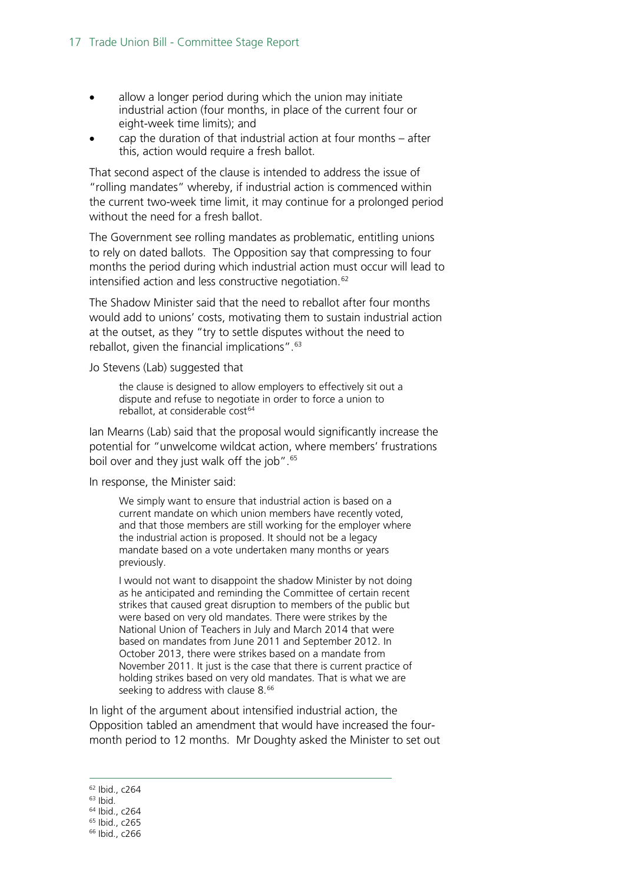- allow a longer period during which the union may initiate industrial action (four months, in place of the current four or eight-week time limits); and
- cap the duration of that industrial action at four months – after this, action would require a fresh ballot.

That second aspect of the clause is intended to address the issue of "rolling mandates" whereby, if industrial action is commenced within the current two-week time limit, it may continue for a prolonged period without the need for a fresh ballot.

The Government see rolling mandates as problematic, entitling unions to rely on dated ballots. The Opposition say that compressing to four months the period during which industrial action must occur will lead to intensified action and less constructive negotiation.[62]

The Shadow Minister said that the need to reballot after four months would add to unions' costs, motivating them to sustain industrial action at the outset, as they "try to settle disputes without the need to reballot, given the financial implications".[63]

Jo Stevens (Lab) suggested that

> the clause is designed to allow employers to effectively sit out a dispute and refuse to negotiate in order to force a union to reballot, at considerable cost[64]

Ian Mearns (Lab) said that the proposal would significantly increase the potential for "unwelcome wildcat action, where members' frustrations boil over and they just walk off the job".[65]

In response, the Minister said:

> We simply want to ensure that industrial action is based on a current mandate on which union members have recently voted, and that those members are still working for the employer where the industrial action is proposed. It should not be a legacy mandate based on a vote undertaken many months or years previously.
>
> I would not want to disappoint the shadow Minister by not doing as he anticipated and reminding the Committee of certain recent strikes that caused great disruption to members of the public but were based on very old mandates. There were strikes by the National Union of Teachers in July and March 2014 that were based on mandates from June 2011 and September 2012. In October 2013, there were strikes based on a mandate from November 2011. It just is the case that there is current practice of holding strikes based on very old mandates. That is what we are seeking to address with clause 8.[66]

In light of the argument about intensified industrial action, the Opposition tabled an amendment that would have increased the four-month period to 12 months. Mr Doughty asked the Minister to set out

---

[62] Ibid., c264
[63] Ibid.
[64] Ibid., c264
[65] Ibid., c265
[66] Ibid., c266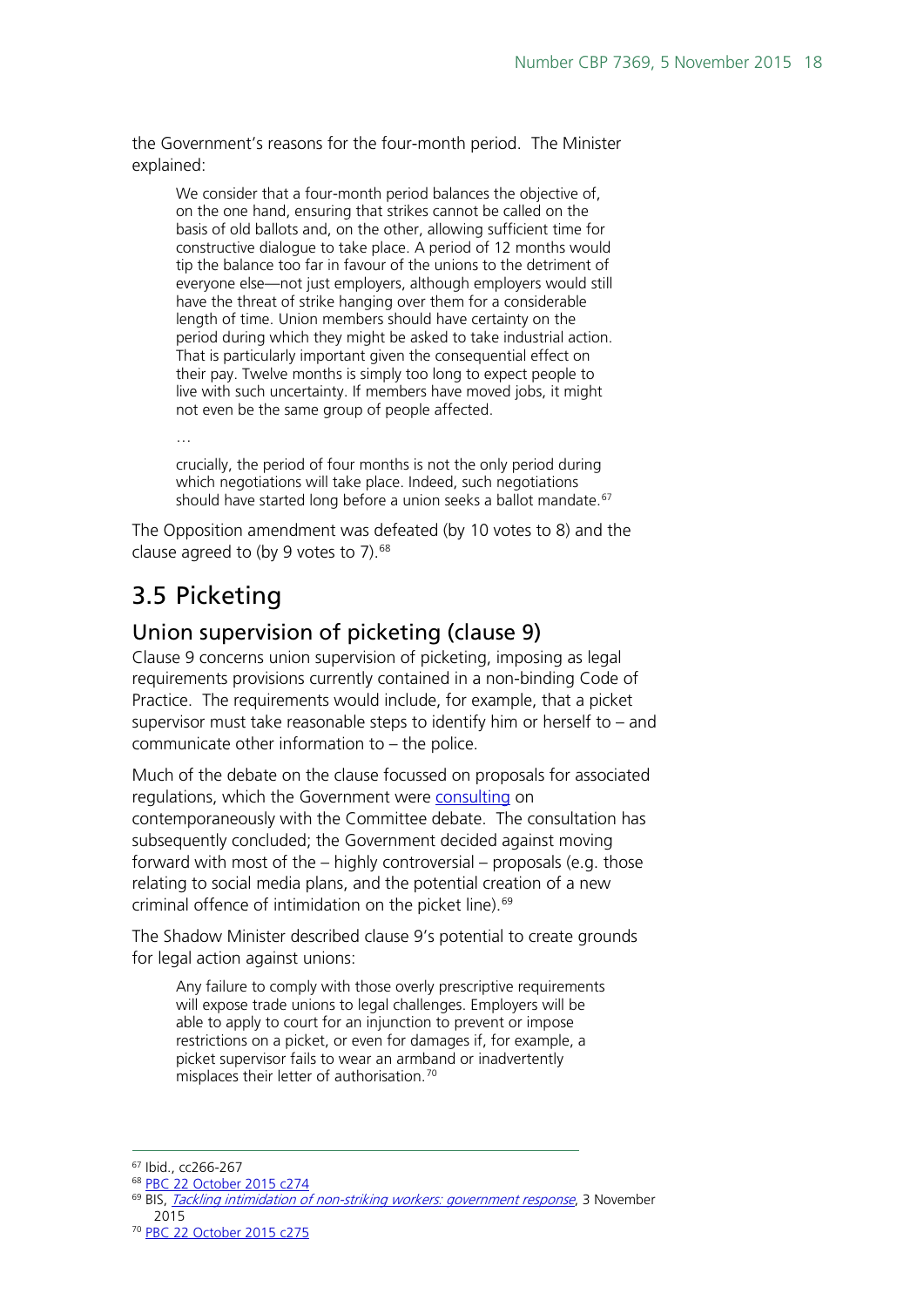the Government's reasons for the four-month period. The Minister explained:

> We consider that a four-month period balances the objective of, on the one hand, ensuring that strikes cannot be called on the basis of old ballots and, on the other, allowing sufficient time for constructive dialogue to take place. A period of 12 months would tip the balance too far in favour of the unions to the detriment of everyone else—not just employers, although employers would still have the threat of strike hanging over them for a considerable length of time. Union members should have certainty on the period during which they might be asked to take industrial action. That is particularly important given the consequential effect on their pay. Twelve months is simply too long to expect people to live with such uncertainty. If members have moved jobs, it might not even be the same group of people affected.
>
> …
>
> crucially, the period of four months is not the only period during which negotiations will take place. Indeed, such negotiations should have started long before a union seeks a ballot mandate.[67]

The Opposition amendment was defeated (by 10 votes to 8) and the clause agreed to (by 9 votes to 7).[68]

## 3.5 Picketing

### Union supervision of picketing (clause 9)

Clause 9 concerns union supervision of picketing, imposing as legal requirements provisions currently contained in a non-binding Code of Practice. The requirements would include, for example, that a picket supervisor must take reasonable steps to identify him or herself to – and communicate other information to – the police.

Much of the debate on the clause focussed on proposals for associated regulations, which the Government were consulting on contemporaneously with the Committee debate. The consultation has subsequently concluded; the Government decided against moving forward with most of the – highly controversial – proposals (e.g. those relating to social media plans, and the potential creation of a new criminal offence of intimidation on the picket line).[69]

The Shadow Minister described clause 9's potential to create grounds for legal action against unions:

> Any failure to comply with those overly prescriptive requirements will expose trade unions to legal challenges. Employers will be able to apply to court for an injunction to prevent or impose restrictions on a picket, or even for damages if, for example, a picket supervisor fails to wear an armband or inadvertently misplaces their letter of authorisation.[70]

---

[67] Ibid., cc266-267

[68] PBC 22 October 2015 c274

[69] BIS, *Tackling intimidation of non-striking workers: government response*, 3 November 2015

[70] PBC 22 October 2015 c275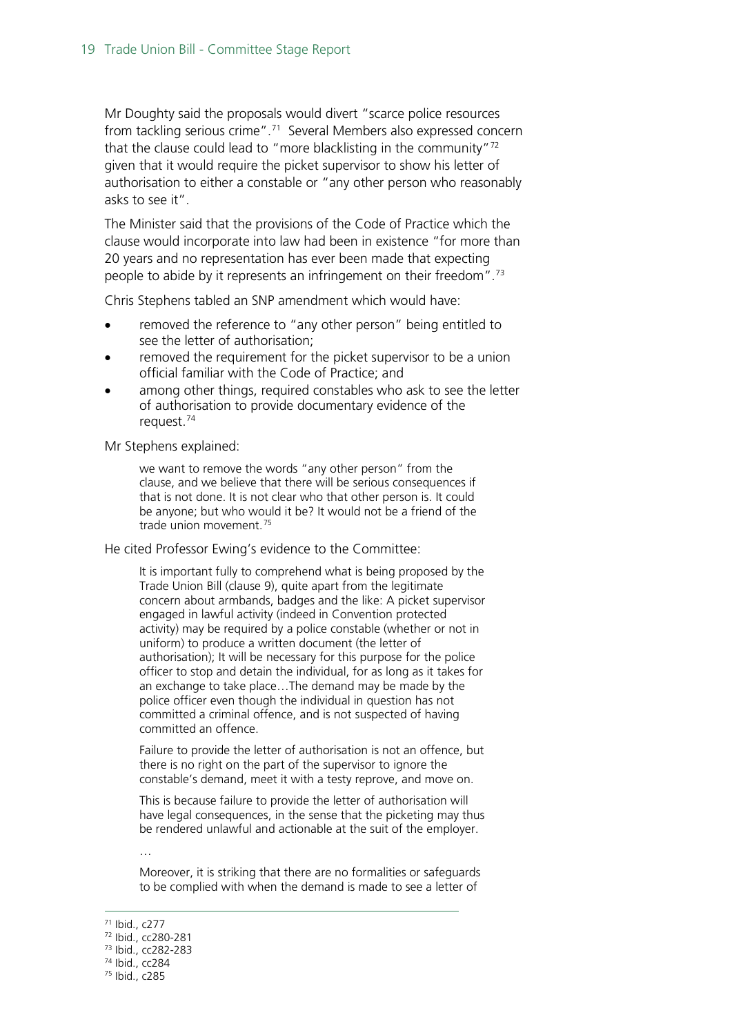Mr Doughty said the proposals would divert "scarce police resources from tackling serious crime".[71] Several Members also expressed concern that the clause could lead to "more blacklisting in the community"[72] given that it would require the picket supervisor to show his letter of authorisation to either a constable or "any other person who reasonably asks to see it".

The Minister said that the provisions of the Code of Practice which the clause would incorporate into law had been in existence "for more than 20 years and no representation has ever been made that expecting people to abide by it represents an infringement on their freedom".[73]

Chris Stephens tabled an SNP amendment which would have:

- removed the reference to "any other person" being entitled to see the letter of authorisation;
- removed the requirement for the picket supervisor to be a union official familiar with the Code of Practice; and
- among other things, required constables who ask to see the letter of authorisation to provide documentary evidence of the request.[74]

Mr Stephens explained:

> we want to remove the words "any other person" from the clause, and we believe that there will be serious consequences if that is not done. It is not clear who that other person is. It could be anyone; but who would it be? It would not be a friend of the trade union movement.[75]

He cited Professor Ewing's evidence to the Committee:

> It is important fully to comprehend what is being proposed by the Trade Union Bill (clause 9), quite apart from the legitimate concern about armbands, badges and the like: A picket supervisor engaged in lawful activity (indeed in Convention protected activity) may be required by a police constable (whether or not in uniform) to produce a written document (the letter of authorisation); It will be necessary for this purpose for the police officer to stop and detain the individual, for as long as it takes for an exchange to take place…The demand may be made by the police officer even though the individual in question has not committed a criminal offence, and is not suspected of having committed an offence.
>
> Failure to provide the letter of authorisation is not an offence, but there is no right on the part of the supervisor to ignore the constable's demand, meet it with a testy reprove, and move on.
>
> This is because failure to provide the letter of authorisation will have legal consequences, in the sense that the picketing may thus be rendered unlawful and actionable at the suit of the employer.
>
> …
>
> Moreover, it is striking that there are no formalities or safeguards to be complied with when the demand is made to see a letter of

[71] Ibid., c277
[72] Ibid., cc280-281
[73] Ibid., cc282-283
[74] Ibid., cc284
[75] Ibid., c285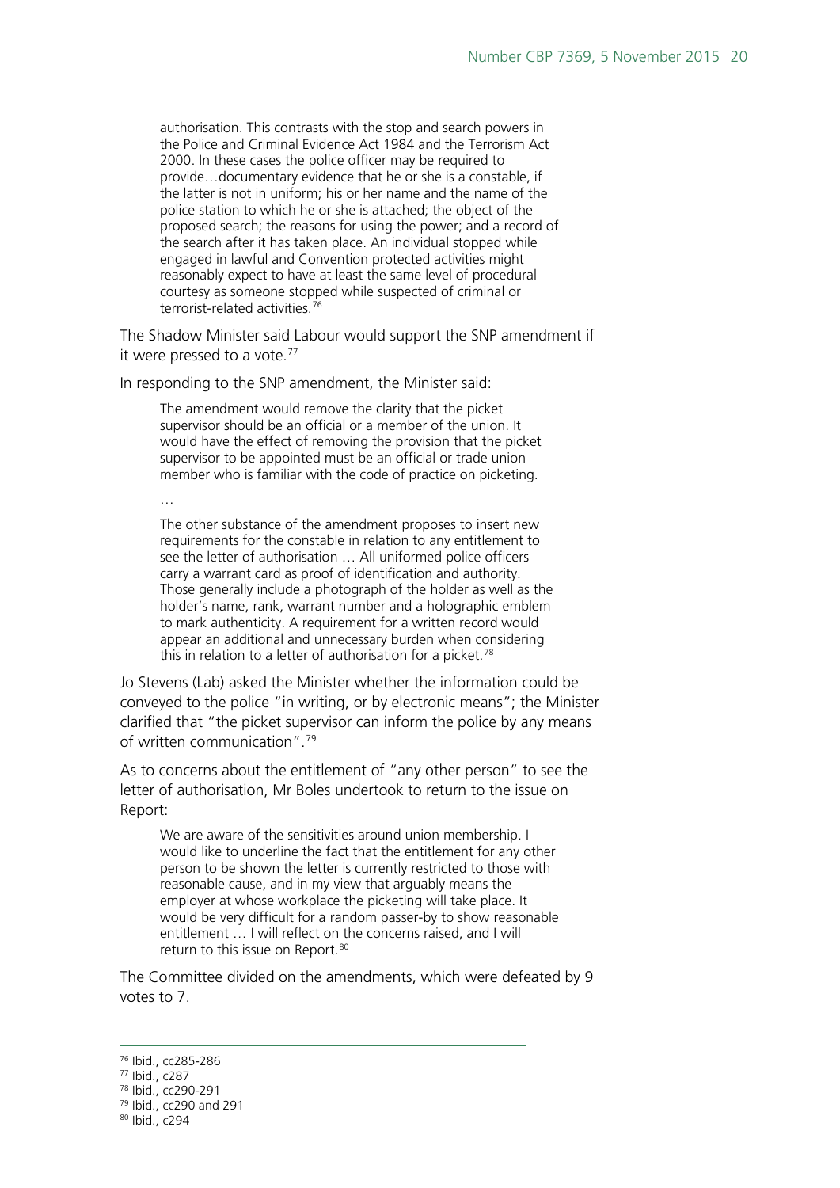> authorisation. This contrasts with the stop and search powers in the Police and Criminal Evidence Act 1984 and the Terrorism Act 2000. In these cases the police officer may be required to provide…documentary evidence that he or she is a constable, if the latter is not in uniform; his or her name and the name of the police station to which he or she is attached; the object of the proposed search; the reasons for using the power; and a record of the search after it has taken place. An individual stopped while engaged in lawful and Convention protected activities might reasonably expect to have at least the same level of procedural courtesy as someone stopped while suspected of criminal or terrorist-related activities.[76]

The Shadow Minister said Labour would support the SNP amendment if it were pressed to a vote.[77]

In responding to the SNP amendment, the Minister said:

> The amendment would remove the clarity that the picket supervisor should be an official or a member of the union. It would have the effect of removing the provision that the picket supervisor to be appointed must be an official or trade union member who is familiar with the code of practice on picketing.
>
> …
>
> The other substance of the amendment proposes to insert new requirements for the constable in relation to any entitlement to see the letter of authorisation … All uniformed police officers carry a warrant card as proof of identification and authority. Those generally include a photograph of the holder as well as the holder's name, rank, warrant number and a holographic emblem to mark authenticity. A requirement for a written record would appear an additional and unnecessary burden when considering this in relation to a letter of authorisation for a picket.[78]

Jo Stevens (Lab) asked the Minister whether the information could be conveyed to the police "in writing, or by electronic means"; the Minister clarified that "the picket supervisor can inform the police by any means of written communication".[79]

As to concerns about the entitlement of "any other person" to see the letter of authorisation, Mr Boles undertook to return to the issue on Report:

> We are aware of the sensitivities around union membership. I would like to underline the fact that the entitlement for any other person to be shown the letter is currently restricted to those with reasonable cause, and in my view that arguably means the employer at whose workplace the picketing will take place. It would be very difficult for a random passer-by to show reasonable entitlement … I will reflect on the concerns raised, and I will return to this issue on Report.[80]

The Committee divided on the amendments, which were defeated by 9 votes to 7.

---

[76] Ibid., cc285-286

[77] Ibid., c287

[78] Ibid., cc290-291

[79] Ibid., cc290 and 291

[80] Ibid., c294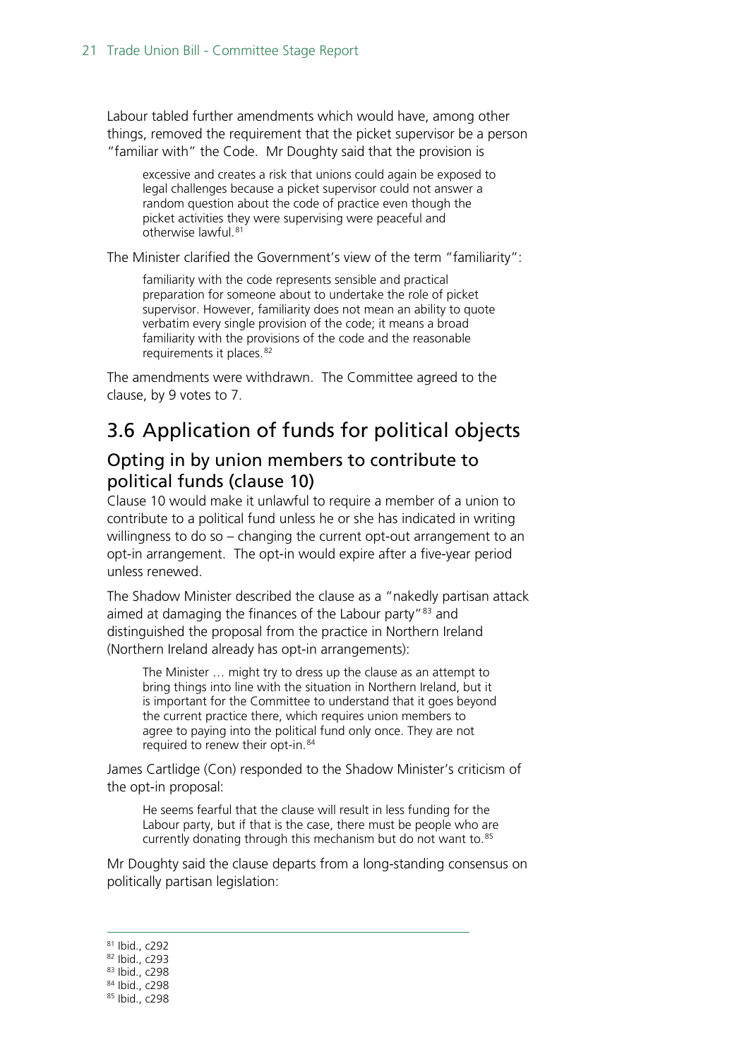Labour tabled further amendments which would have, among other things, removed the requirement that the picket supervisor be a person "familiar with" the Code. Mr Doughty said that the provision is

> excessive and creates a risk that unions could again be exposed to legal challenges because a picket supervisor could not answer a random question about the code of practice even though the picket activities they were supervising were peaceful and otherwise lawful.[81]

The Minister clarified the Government's view of the term "familiarity":

> familiarity with the code represents sensible and practical preparation for someone about to undertake the role of picket supervisor. However, familiarity does not mean an ability to quote verbatim every single provision of the code; it means a broad familiarity with the provisions of the code and the reasonable requirements it places.[82]

The amendments were withdrawn. The Committee agreed to the clause, by 9 votes to 7.

## 3.6 Application of funds for political objects

### Opting in by union members to contribute to political funds (clause 10)

Clause 10 would make it unlawful to require a member of a union to contribute to a political fund unless he or she has indicated in writing willingness to do so – changing the current opt-out arrangement to an opt-in arrangement. The opt-in would expire after a five-year period unless renewed.

The Shadow Minister described the clause as a "nakedly partisan attack aimed at damaging the finances of the Labour party"[83] and distinguished the proposal from the practice in Northern Ireland (Northern Ireland already has opt-in arrangements):

> The Minister … might try to dress up the clause as an attempt to bring things into line with the situation in Northern Ireland, but it is important for the Committee to understand that it goes beyond the current practice there, which requires union members to agree to paying into the political fund only once. They are not required to renew their opt-in.[84]

James Cartlidge (Con) responded to the Shadow Minister's criticism of the opt-in proposal:

> He seems fearful that the clause will result in less funding for the Labour party, but if that is the case, there must be people who are currently donating through this mechanism but do not want to.[85]

Mr Doughty said the clause departs from a long-standing consensus on politically partisan legislation:

---

[81] Ibid., c292
[82] Ibid., c293
[83] Ibid., c298
[84] Ibid., c298
[85] Ibid., c298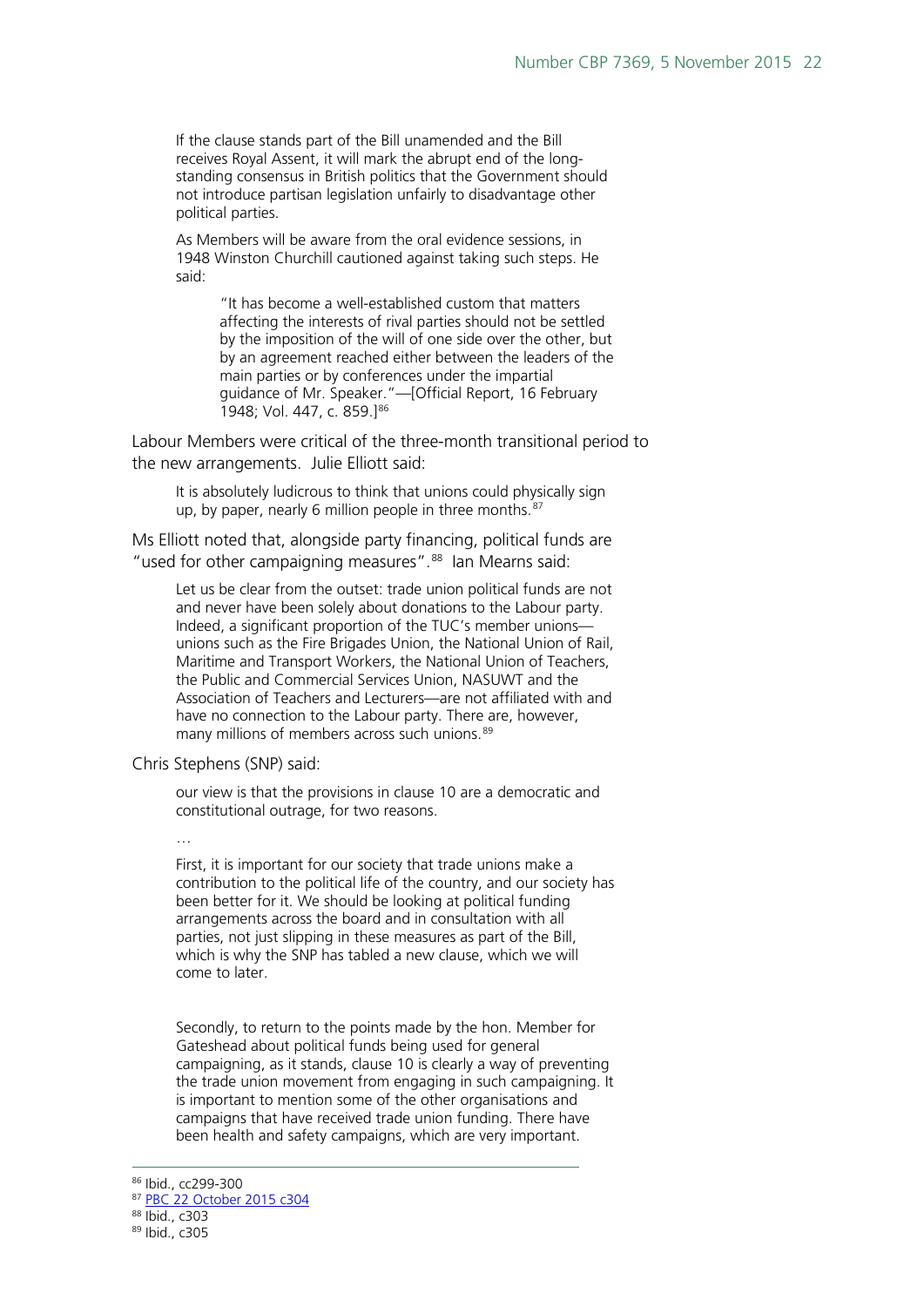> If the clause stands part of the Bill unamended and the Bill receives Royal Assent, it will mark the abrupt end of the long-standing consensus in British politics that the Government should not introduce partisan legislation unfairly to disadvantage other political parties.
>
> As Members will be aware from the oral evidence sessions, in 1948 Winston Churchill cautioned against taking such steps. He said:
>
> > "It has become a well-established custom that matters affecting the interests of rival parties should not be settled by the imposition of the will of one side over the other, but by an agreement reached either between the leaders of the main parties or by conferences under the impartial guidance of Mr. Speaker."—[Official Report, 16 February 1948; Vol. 447, c. 859.][86]

Labour Members were critical of the three-month transitional period to the new arrangements. Julie Elliott said:

> It is absolutely ludicrous to think that unions could physically sign up, by paper, nearly 6 million people in three months.[87]

Ms Elliott noted that, alongside party financing, political funds are "used for other campaigning measures".[88] Ian Mearns said:

> Let us be clear from the outset: trade union political funds are not and never have been solely about donations to the Labour party. Indeed, a significant proportion of the TUC's member unions—unions such as the Fire Brigades Union, the National Union of Rail, Maritime and Transport Workers, the National Union of Teachers, the Public and Commercial Services Union, NASUWT and the Association of Teachers and Lecturers—are not affiliated with and have no connection to the Labour party. There are, however, many millions of members across such unions.[89]

Chris Stephens (SNP) said:

> our view is that the provisions in clause 10 are a democratic and constitutional outrage, for two reasons.
>
> …
>
> First, it is important for our society that trade unions make a contribution to the political life of the country, and our society has been better for it. We should be looking at political funding arrangements across the board and in consultation with all parties, not just slipping in these measures as part of the Bill, which is why the SNP has tabled a new clause, which we will come to later.
>
> Secondly, to return to the points made by the hon. Member for Gateshead about political funds being used for general campaigning, as it stands, clause 10 is clearly a way of preventing the trade union movement from engaging in such campaigning. It is important to mention some of the other organisations and campaigns that have received trade union funding. There have been health and safety campaigns, which are very important.

---

[86] Ibid., cc299-300

[87] PBC 22 October 2015 c304

[88] Ibid., c303

[89] Ibid., c305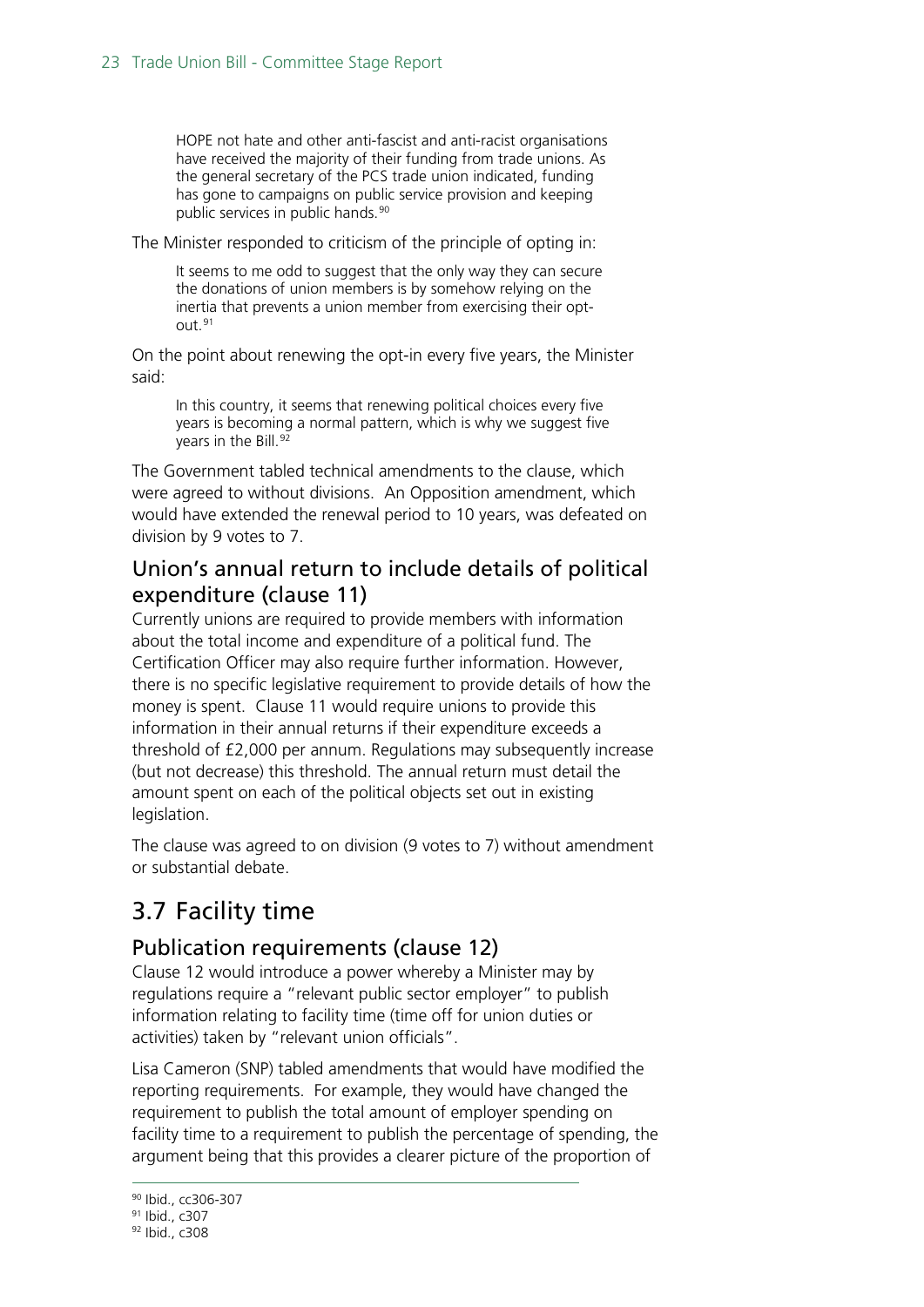> HOPE not hate and other anti-fascist and anti-racist organisations have received the majority of their funding from trade unions. As the general secretary of the PCS trade union indicated, funding has gone to campaigns on public service provision and keeping public services in public hands.[90]

The Minister responded to criticism of the principle of opting in:

> It seems to me odd to suggest that the only way they can secure the donations of union members is by somehow relying on the inertia that prevents a union member from exercising their opt-out.[91]

On the point about renewing the opt-in every five years, the Minister said:

> In this country, it seems that renewing political choices every five years is becoming a normal pattern, which is why we suggest five years in the Bill.[92]

The Government tabled technical amendments to the clause, which were agreed to without divisions. An Opposition amendment, which would have extended the renewal period to 10 years, was defeated on division by 9 votes to 7.

### Union's annual return to include details of political expenditure (clause 11)

Currently unions are required to provide members with information about the total income and expenditure of a political fund. The Certification Officer may also require further information. However, there is no specific legislative requirement to provide details of how the money is spent. Clause 11 would require unions to provide this information in their annual returns if their expenditure exceeds a threshold of £2,000 per annum. Regulations may subsequently increase (but not decrease) this threshold. The annual return must detail the amount spent on each of the political objects set out in existing legislation.

The clause was agreed to on division (9 votes to 7) without amendment or substantial debate.

## 3.7 Facility time

### Publication requirements (clause 12)

Clause 12 would introduce a power whereby a Minister may by regulations require a "relevant public sector employer" to publish information relating to facility time (time off for union duties or activities) taken by "relevant union officials".

Lisa Cameron (SNP) tabled amendments that would have modified the reporting requirements. For example, they would have changed the requirement to publish the total amount of employer spending on facility time to a requirement to publish the percentage of spending, the argument being that this provides a clearer picture of the proportion of

---

[90] Ibid., cc306-307

[91] Ibid., c307

[92] Ibid., c308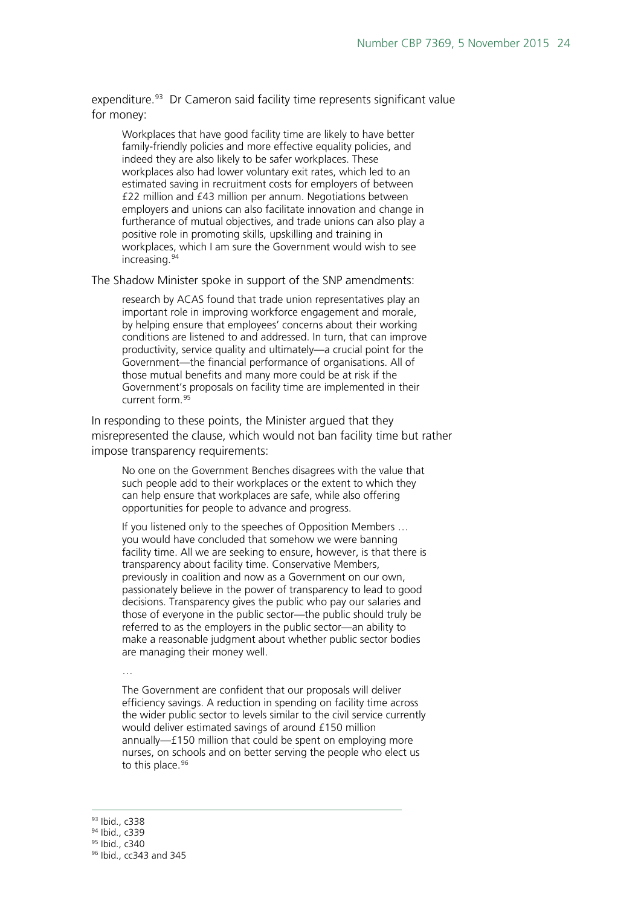expenditure.[93] Dr Cameron said facility time represents significant value for money:

> Workplaces that have good facility time are likely to have better family-friendly policies and more effective equality policies, and indeed they are also likely to be safer workplaces. These workplaces also had lower voluntary exit rates, which led to an estimated saving in recruitment costs for employers of between £22 million and £43 million per annum. Negotiations between employers and unions can also facilitate innovation and change in furtherance of mutual objectives, and trade unions can also play a positive role in promoting skills, upskilling and training in workplaces, which I am sure the Government would wish to see increasing.[94]

The Shadow Minister spoke in support of the SNP amendments:

> research by ACAS found that trade union representatives play an important role in improving workforce engagement and morale, by helping ensure that employees' concerns about their working conditions are listened to and addressed. In turn, that can improve productivity, service quality and ultimately—a crucial point for the Government—the financial performance of organisations. All of those mutual benefits and many more could be at risk if the Government's proposals on facility time are implemented in their current form.[95]

In responding to these points, the Minister argued that they misrepresented the clause, which would not ban facility time but rather impose transparency requirements:

> No one on the Government Benches disagrees with the value that such people add to their workplaces or the extent to which they can help ensure that workplaces are safe, while also offering opportunities for people to advance and progress.
>
> If you listened only to the speeches of Opposition Members … you would have concluded that somehow we were banning facility time. All we are seeking to ensure, however, is that there is transparency about facility time. Conservative Members, previously in coalition and now as a Government on our own, passionately believe in the power of transparency to lead to good decisions. Transparency gives the public who pay our salaries and those of everyone in the public sector—the public should truly be referred to as the employers in the public sector—an ability to make a reasonable judgment about whether public sector bodies are managing their money well.
>
> …
>
> The Government are confident that our proposals will deliver efficiency savings. A reduction in spending on facility time across the wider public sector to levels similar to the civil service currently would deliver estimated savings of around £150 million annually—£150 million that could be spent on employing more nurses, on schools and on better serving the people who elect us to this place.[96]

---

[93] Ibid., c338

[94] Ibid., c339

[95] Ibid., c340

[96] Ibid., cc343 and 345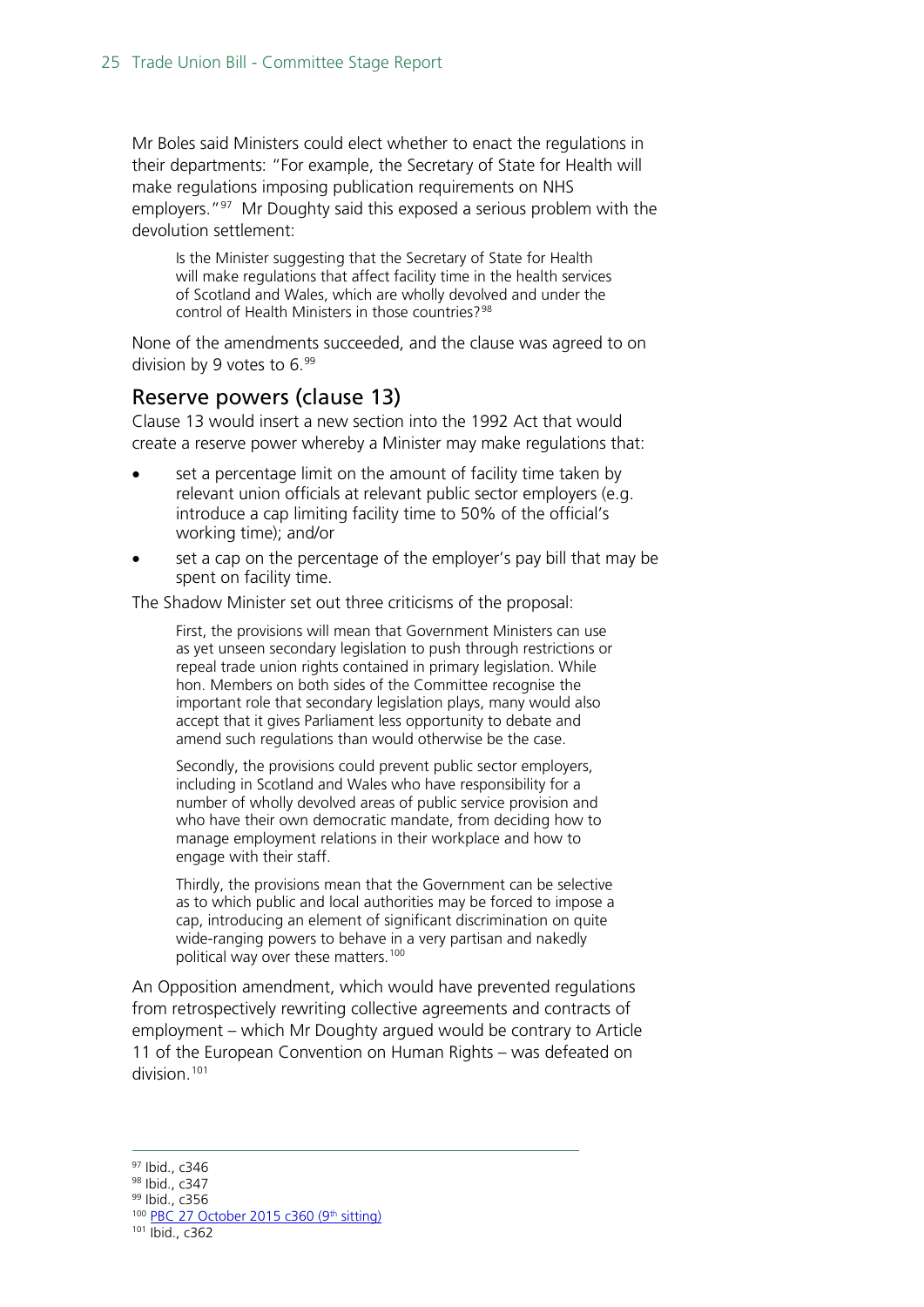Mr Boles said Ministers could elect whether to enact the regulations in their departments: "For example, the Secretary of State for Health will make regulations imposing publication requirements on NHS employers."[97] Mr Doughty said this exposed a serious problem with the devolution settlement:

> Is the Minister suggesting that the Secretary of State for Health will make regulations that affect facility time in the health services of Scotland and Wales, which are wholly devolved and under the control of Health Ministers in those countries?[98]

None of the amendments succeeded, and the clause was agreed to on division by 9 votes to 6.[99]

## Reserve powers (clause 13)

Clause 13 would insert a new section into the 1992 Act that would create a reserve power whereby a Minister may make regulations that:

- set a percentage limit on the amount of facility time taken by relevant union officials at relevant public sector employers (e.g. introduce a cap limiting facility time to 50% of the official's working time); and/or
- set a cap on the percentage of the employer's pay bill that may be spent on facility time.

The Shadow Minister set out three criticisms of the proposal:

> First, the provisions will mean that Government Ministers can use as yet unseen secondary legislation to push through restrictions or repeal trade union rights contained in primary legislation. While hon. Members on both sides of the Committee recognise the important role that secondary legislation plays, many would also accept that it gives Parliament less opportunity to debate and amend such regulations than would otherwise be the case.
>
> Secondly, the provisions could prevent public sector employers, including in Scotland and Wales who have responsibility for a number of wholly devolved areas of public service provision and who have their own democratic mandate, from deciding how to manage employment relations in their workplace and how to engage with their staff.
>
> Thirdly, the provisions mean that the Government can be selective as to which public and local authorities may be forced to impose a cap, introducing an element of significant discrimination on quite wide-ranging powers to behave in a very partisan and nakedly political way over these matters.[100]

An Opposition amendment, which would have prevented regulations from retrospectively rewriting collective agreements and contracts of employment – which Mr Doughty argued would be contrary to Article 11 of the European Convention on Human Rights – was defeated on division.[101]

---

[97] Ibid., c346

[98] Ibid., c347

[99] Ibid., c356

[100] PBC 27 October 2015 c360 (9th sitting)

[101] Ibid., c362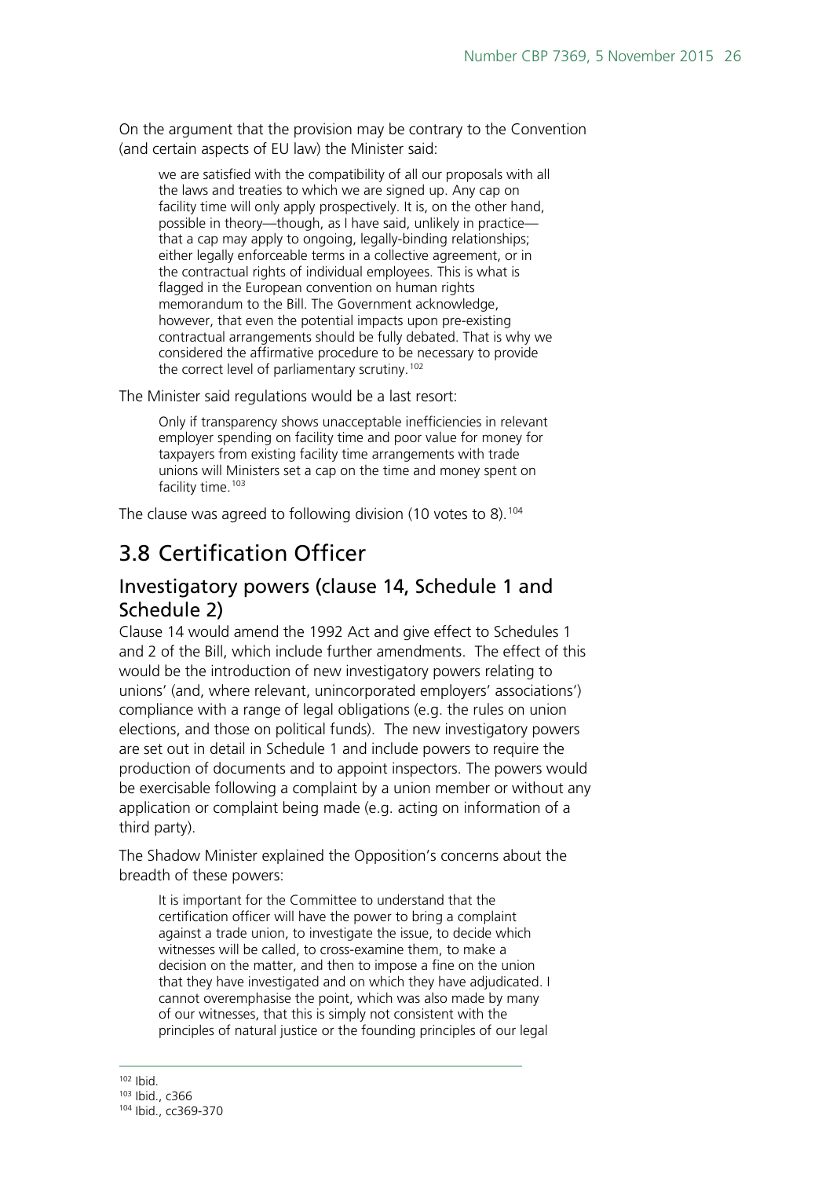On the argument that the provision may be contrary to the Convention (and certain aspects of EU law) the Minister said:

> we are satisfied with the compatibility of all our proposals with all the laws and treaties to which we are signed up. Any cap on facility time will only apply prospectively. It is, on the other hand, possible in theory—though, as I have said, unlikely in practice—that a cap may apply to ongoing, legally-binding relationships; either legally enforceable terms in a collective agreement, or in the contractual rights of individual employees. This is what is flagged in the European convention on human rights memorandum to the Bill. The Government acknowledge, however, that even the potential impacts upon pre-existing contractual arrangements should be fully debated. That is why we considered the affirmative procedure to be necessary to provide the correct level of parliamentary scrutiny.[102]

The Minister said regulations would be a last resort:

> Only if transparency shows unacceptable inefficiencies in relevant employer spending on facility time and poor value for money for taxpayers from existing facility time arrangements with trade unions will Ministers set a cap on the time and money spent on facility time.[103]

The clause was agreed to following division (10 votes to 8).[104]

## 3.8 Certification Officer

### Investigatory powers (clause 14, Schedule 1 and Schedule 2)

Clause 14 would amend the 1992 Act and give effect to Schedules 1 and 2 of the Bill, which include further amendments. The effect of this would be the introduction of new investigatory powers relating to unions' (and, where relevant, unincorporated employers' associations') compliance with a range of legal obligations (e.g. the rules on union elections, and those on political funds). The new investigatory powers are set out in detail in Schedule 1 and include powers to require the production of documents and to appoint inspectors. The powers would be exercisable following a complaint by a union member or without any application or complaint being made (e.g. acting on information of a third party).

The Shadow Minister explained the Opposition's concerns about the breadth of these powers:

> It is important for the Committee to understand that the certification officer will have the power to bring a complaint against a trade union, to investigate the issue, to decide which witnesses will be called, to cross-examine them, to make a decision on the matter, and then to impose a fine on the union that they have investigated and on which they have adjudicated. I cannot overemphasise the point, which was also made by many of our witnesses, that this is simply not consistent with the principles of natural justice or the founding principles of our legal

---

[102] Ibid.

[103] Ibid., c366

[104] Ibid., cc369-370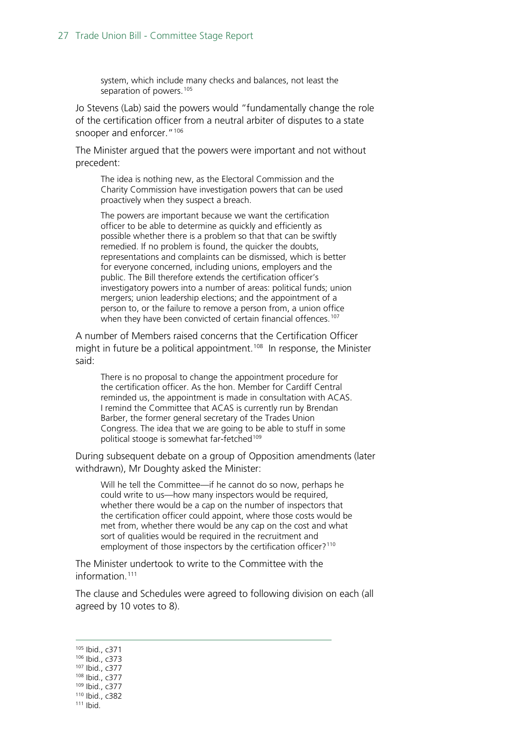> system, which include many checks and balances, not least the separation of powers.[105]

Jo Stevens (Lab) said the powers would "fundamentally change the role of the certification officer from a neutral arbiter of disputes to a state snooper and enforcer."[106]

The Minister argued that the powers were important and not without precedent:

> The idea is nothing new, as the Electoral Commission and the Charity Commission have investigation powers that can be used proactively when they suspect a breach.
>
> The powers are important because we want the certification officer to be able to determine as quickly and efficiently as possible whether there is a problem so that that can be swiftly remedied. If no problem is found, the quicker the doubts, representations and complaints can be dismissed, which is better for everyone concerned, including unions, employers and the public. The Bill therefore extends the certification officer's investigatory powers into a number of areas: political funds; union mergers; union leadership elections; and the appointment of a person to, or the failure to remove a person from, a union office when they have been convicted of certain financial offences.[107]

A number of Members raised concerns that the Certification Officer might in future be a political appointment.[108] In response, the Minister said:

> There is no proposal to change the appointment procedure for the certification officer. As the hon. Member for Cardiff Central reminded us, the appointment is made in consultation with ACAS. I remind the Committee that ACAS is currently run by Brendan Barber, the former general secretary of the Trades Union Congress. The idea that we are going to be able to stuff in some political stooge is somewhat far-fetched[109]

During subsequent debate on a group of Opposition amendments (later withdrawn), Mr Doughty asked the Minister:

> Will he tell the Committee—if he cannot do so now, perhaps he could write to us—how many inspectors would be required, whether there would be a cap on the number of inspectors that the certification officer could appoint, where those costs would be met from, whether there would be any cap on the cost and what sort of qualities would be required in the recruitment and employment of those inspectors by the certification officer?[110]

The Minister undertook to write to the Committee with the information.[111]

The clause and Schedules were agreed to following division on each (all agreed by 10 votes to 8).

---

[105] Ibid., c371
[106] Ibid., c373
[107] Ibid., c377
[108] Ibid., c377
[109] Ibid., c377
[110] Ibid., c382
[111] Ibid.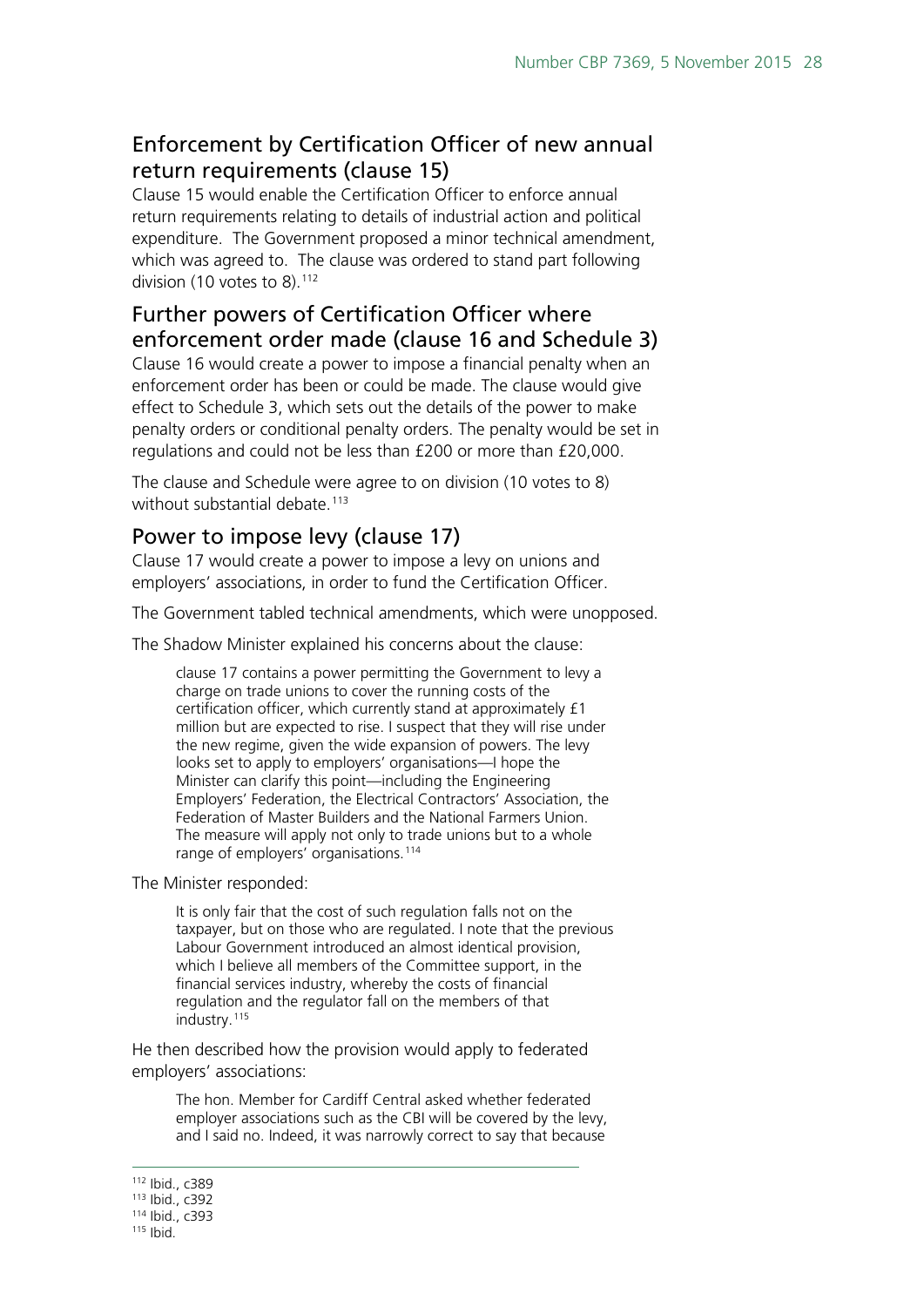## Enforcement by Certification Officer of new annual return requirements (clause 15)

Clause 15 would enable the Certification Officer to enforce annual return requirements relating to details of industrial action and political expenditure. The Government proposed a minor technical amendment, which was agreed to. The clause was ordered to stand part following division (10 votes to 8).[112]

## Further powers of Certification Officer where enforcement order made (clause 16 and Schedule 3)

Clause 16 would create a power to impose a financial penalty when an enforcement order has been or could be made. The clause would give effect to Schedule 3, which sets out the details of the power to make penalty orders or conditional penalty orders. The penalty would be set in regulations and could not be less than £200 or more than £20,000.

The clause and Schedule were agree to on division (10 votes to 8) without substantial debate.[113]

## Power to impose levy (clause 17)

Clause 17 would create a power to impose a levy on unions and employers' associations, in order to fund the Certification Officer.

The Government tabled technical amendments, which were unopposed.

The Shadow Minister explained his concerns about the clause:

> clause 17 contains a power permitting the Government to levy a charge on trade unions to cover the running costs of the certification officer, which currently stand at approximately £1 million but are expected to rise. I suspect that they will rise under the new regime, given the wide expansion of powers. The levy looks set to apply to employers' organisations—I hope the Minister can clarify this point—including the Engineering Employers' Federation, the Electrical Contractors' Association, the Federation of Master Builders and the National Farmers Union. The measure will apply not only to trade unions but to a whole range of employers' organisations.[114]

The Minister responded:

> It is only fair that the cost of such regulation falls not on the taxpayer, but on those who are regulated. I note that the previous Labour Government introduced an almost identical provision, which I believe all members of the Committee support, in the financial services industry, whereby the costs of financial regulation and the regulator fall on the members of that industry.[115]

He then described how the provision would apply to federated employers' associations:

> The hon. Member for Cardiff Central asked whether federated employer associations such as the CBI will be covered by the levy, and I said no. Indeed, it was narrowly correct to say that because

---

[112] Ibid., c389
[113] Ibid., c392
[114] Ibid., c393
[115] Ibid.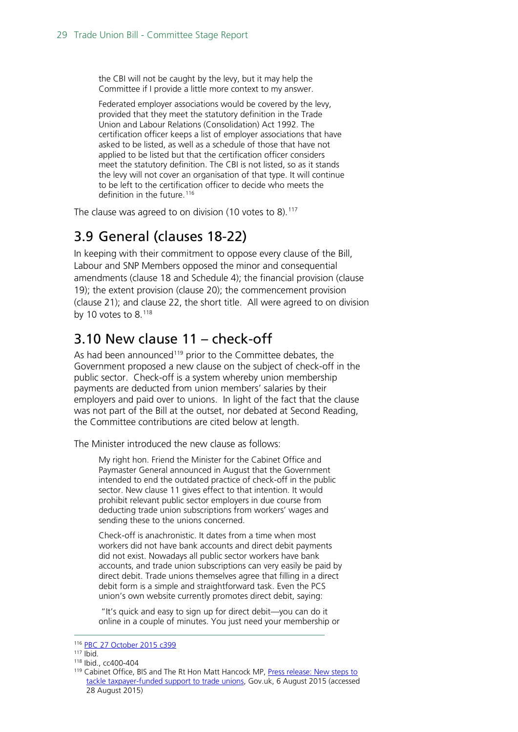> the CBI will not be caught by the levy, but it may help the Committee if I provide a little more context to my answer.
>
> Federated employer associations would be covered by the levy, provided that they meet the statutory definition in the Trade Union and Labour Relations (Consolidation) Act 1992. The certification officer keeps a list of employer associations that have asked to be listed, as well as a schedule of those that have not applied to be listed but that the certification officer considers meet the statutory definition. The CBI is not listed, so as it stands the levy will not cover an organisation of that type. It will continue to be left to the certification officer to decide who meets the definition in the future.[116]

The clause was agreed to on division (10 votes to 8).[117]

## 3.9 General (clauses 18-22)

In keeping with their commitment to oppose every clause of the Bill, Labour and SNP Members opposed the minor and consequential amendments (clause 18 and Schedule 4); the financial provision (clause 19); the extent provision (clause 20); the commencement provision (clause 21); and clause 22, the short title. All were agreed to on division by 10 votes to 8.[118]

## 3.10 New clause 11 – check-off

As had been announced[119] prior to the Committee debates, the Government proposed a new clause on the subject of check-off in the public sector. Check-off is a system whereby union membership payments are deducted from union members' salaries by their employers and paid over to unions. In light of the fact that the clause was not part of the Bill at the outset, nor debated at Second Reading, the Committee contributions are cited below at length.

The Minister introduced the new clause as follows:

> My right hon. Friend the Minister for the Cabinet Office and Paymaster General announced in August that the Government intended to end the outdated practice of check-off in the public sector. New clause 11 gives effect to that intention. It would prohibit relevant public sector employers in due course from deducting trade union subscriptions from workers' wages and sending these to the unions concerned.
>
> Check-off is anachronistic. It dates from a time when most workers did not have bank accounts and direct debit payments did not exist. Nowadays all public sector workers have bank accounts, and trade union subscriptions can very easily be paid by direct debit. Trade unions themselves agree that filling in a direct debit form is a simple and straightforward task. Even the PCS union's own website currently promotes direct debit, saying:
>
> "It's quick and easy to sign up for direct debit—you can do it online in a couple of minutes. You just need your membership or

---

[116] PBC 27 October 2015 c399

[117] Ibid.

[118] Ibid., cc400-404

[119] Cabinet Office, BIS and The Rt Hon Matt Hancock MP, Press release: New steps to tackle taxpayer-funded support to trade unions, Gov.uk, 6 August 2015 (accessed 28 August 2015)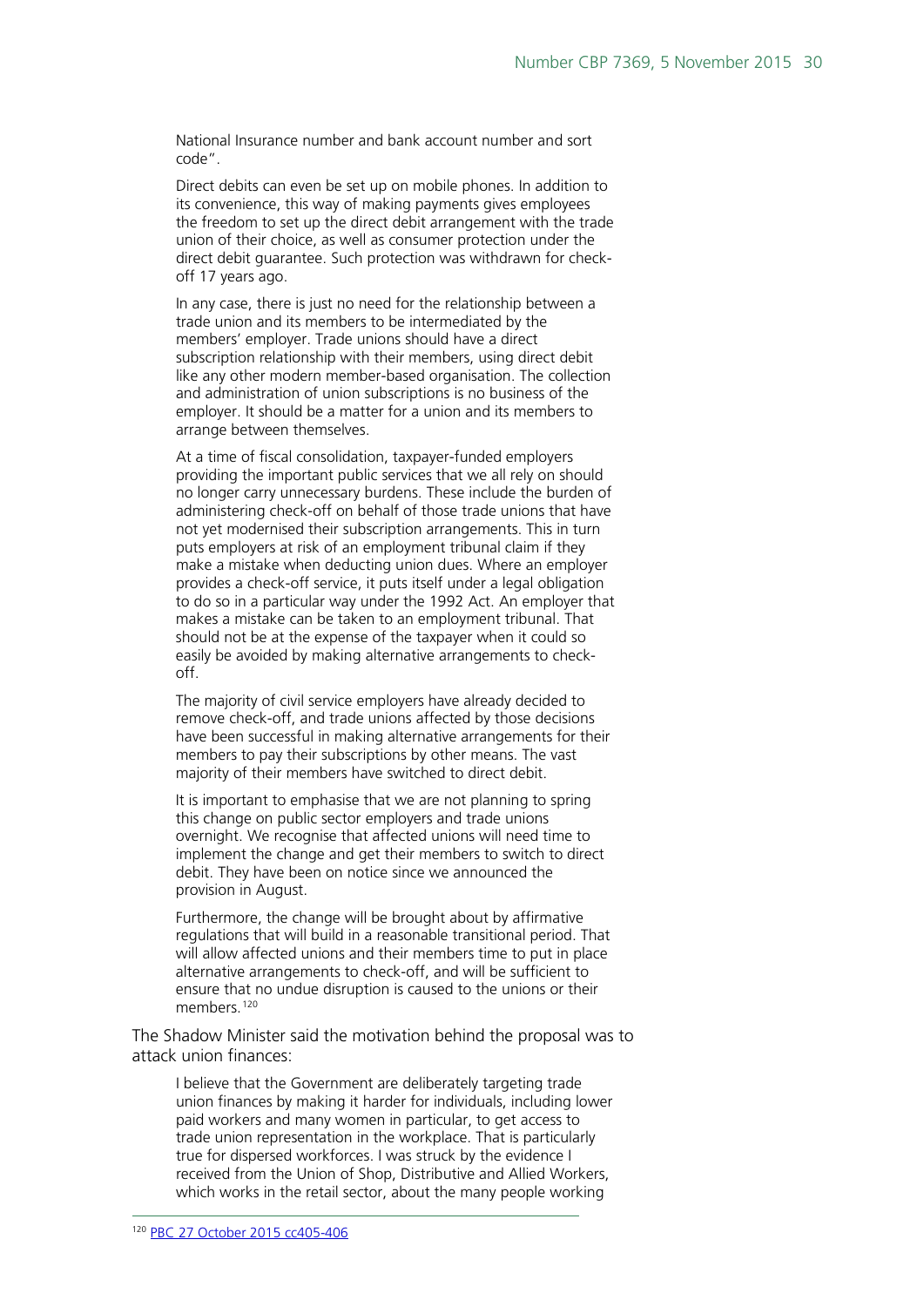National Insurance number and bank account number and sort code".

Direct debits can even be set up on mobile phones. In addition to its convenience, this way of making payments gives employees the freedom to set up the direct debit arrangement with the trade union of their choice, as well as consumer protection under the direct debit guarantee. Such protection was withdrawn for check-off 17 years ago.

In any case, there is just no need for the relationship between a trade union and its members to be intermediated by the members' employer. Trade unions should have a direct subscription relationship with their members, using direct debit like any other modern member-based organisation. The collection and administration of union subscriptions is no business of the employer. It should be a matter for a union and its members to arrange between themselves.

At a time of fiscal consolidation, taxpayer-funded employers providing the important public services that we all rely on should no longer carry unnecessary burdens. These include the burden of administering check-off on behalf of those trade unions that have not yet modernised their subscription arrangements. This in turn puts employers at risk of an employment tribunal claim if they make a mistake when deducting union dues. Where an employer provides a check-off service, it puts itself under a legal obligation to do so in a particular way under the 1992 Act. An employer that makes a mistake can be taken to an employment tribunal. That should not be at the expense of the taxpayer when it could so easily be avoided by making alternative arrangements to check-off.

The majority of civil service employers have already decided to remove check-off, and trade unions affected by those decisions have been successful in making alternative arrangements for their members to pay their subscriptions by other means. The vast majority of their members have switched to direct debit.

It is important to emphasise that we are not planning to spring this change on public sector employers and trade unions overnight. We recognise that affected unions will need time to implement the change and get their members to switch to direct debit. They have been on notice since we announced the provision in August.

Furthermore, the change will be brought about by affirmative regulations that will build in a reasonable transitional period. That will allow affected unions and their members time to put in place alternative arrangements to check-off, and will be sufficient to ensure that no undue disruption is caused to the unions or their members.[120]

The Shadow Minister said the motivation behind the proposal was to attack union finances:

I believe that the Government are deliberately targeting trade union finances by making it harder for individuals, including lower paid workers and many women in particular, to get access to trade union representation in the workplace. That is particularly true for dispersed workforces. I was struck by the evidence I received from the Union of Shop, Distributive and Allied Workers, which works in the retail sector, about the many people working

[120] PBC 27 October 2015 cc405-406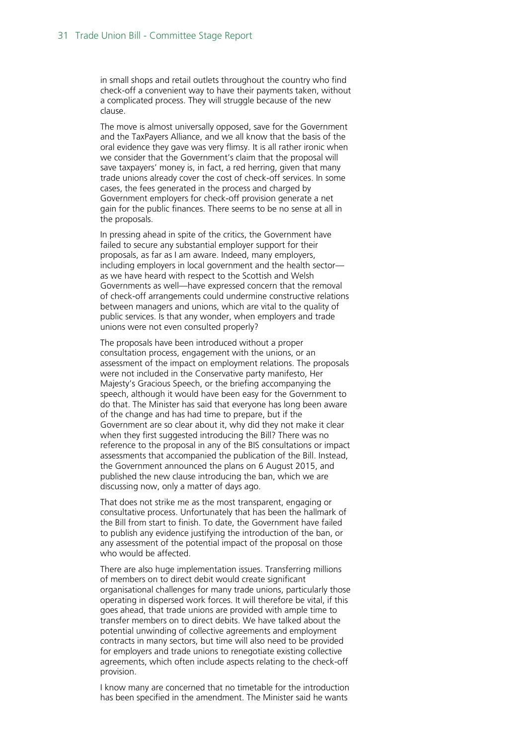in small shops and retail outlets throughout the country who find check-off a convenient way to have their payments taken, without a complicated process. They will struggle because of the new clause.

The move is almost universally opposed, save for the Government and the TaxPayers Alliance, and we all know that the basis of the oral evidence they gave was very flimsy. It is all rather ironic when we consider that the Government's claim that the proposal will save taxpayers' money is, in fact, a red herring, given that many trade unions already cover the cost of check-off services. In some cases, the fees generated in the process and charged by Government employers for check-off provision generate a net gain for the public finances. There seems to be no sense at all in the proposals.

In pressing ahead in spite of the critics, the Government have failed to secure any substantial employer support for their proposals, as far as I am aware. Indeed, many employers, including employers in local government and the health sector—as we have heard with respect to the Scottish and Welsh Governments as well—have expressed concern that the removal of check-off arrangements could undermine constructive relations between managers and unions, which are vital to the quality of public services. Is that any wonder, when employers and trade unions were not even consulted properly?

The proposals have been introduced without a proper consultation process, engagement with the unions, or an assessment of the impact on employment relations. The proposals were not included in the Conservative party manifesto, Her Majesty's Gracious Speech, or the briefing accompanying the speech, although it would have been easy for the Government to do that. The Minister has said that everyone has long been aware of the change and has had time to prepare, but if the Government are so clear about it, why did they not make it clear when they first suggested introducing the Bill? There was no reference to the proposal in any of the BIS consultations or impact assessments that accompanied the publication of the Bill. Instead, the Government announced the plans on 6 August 2015, and published the new clause introducing the ban, which we are discussing now, only a matter of days ago.

That does not strike me as the most transparent, engaging or consultative process. Unfortunately that has been the hallmark of the Bill from start to finish. To date, the Government have failed to publish any evidence justifying the introduction of the ban, or any assessment of the potential impact of the proposal on those who would be affected.

There are also huge implementation issues. Transferring millions of members on to direct debit would create significant organisational challenges for many trade unions, particularly those operating in dispersed work forces. It will therefore be vital, if this goes ahead, that trade unions are provided with ample time to transfer members on to direct debits. We have talked about the potential unwinding of collective agreements and employment contracts in many sectors, but time will also need to be provided for employers and trade unions to renegotiate existing collective agreements, which often include aspects relating to the check-off provision.

I know many are concerned that no timetable for the introduction has been specified in the amendment. The Minister said he wants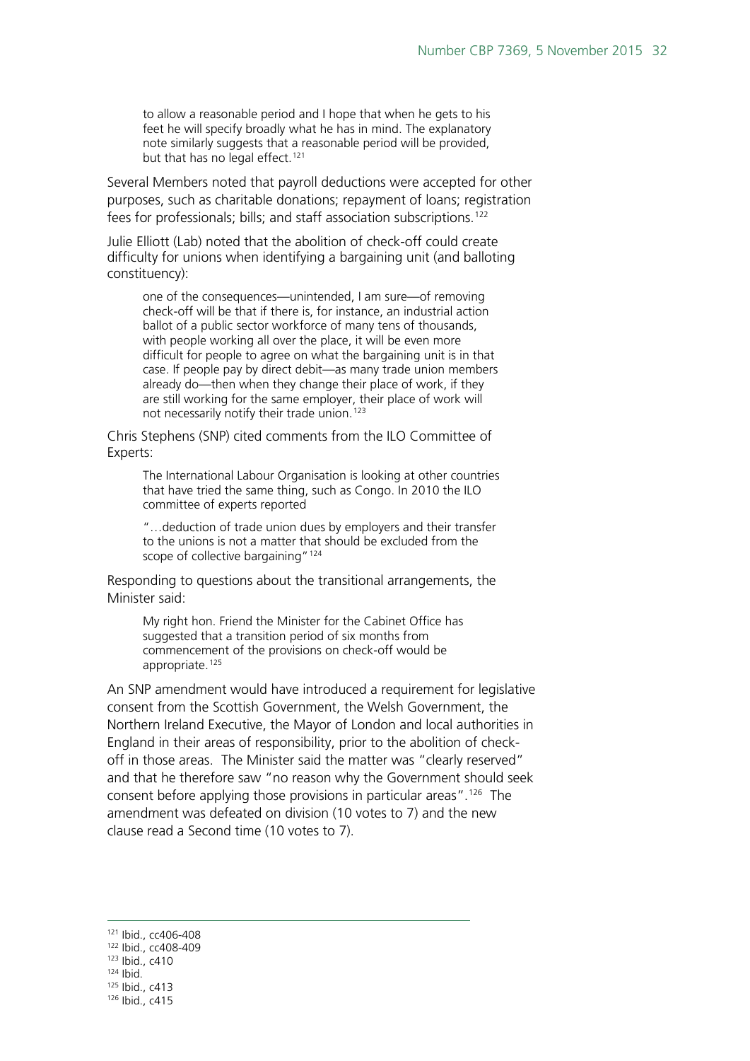> to allow a reasonable period and I hope that when he gets to his feet he will specify broadly what he has in mind. The explanatory note similarly suggests that a reasonable period will be provided, but that has no legal effect.[121]

Several Members noted that payroll deductions were accepted for other purposes, such as charitable donations; repayment of loans; registration fees for professionals; bills; and staff association subscriptions.[122]

Julie Elliott (Lab) noted that the abolition of check-off could create difficulty for unions when identifying a bargaining unit (and balloting constituency):

> one of the consequences—unintended, I am sure—of removing check-off will be that if there is, for instance, an industrial action ballot of a public sector workforce of many tens of thousands, with people working all over the place, it will be even more difficult for people to agree on what the bargaining unit is in that case. If people pay by direct debit—as many trade union members already do—then when they change their place of work, if they are still working for the same employer, their place of work will not necessarily notify their trade union.[123]

Chris Stephens (SNP) cited comments from the ILO Committee of Experts:

> The International Labour Organisation is looking at other countries that have tried the same thing, such as Congo. In 2010 the ILO committee of experts reported
>
> "…deduction of trade union dues by employers and their transfer to the unions is not a matter that should be excluded from the scope of collective bargaining"[124]

Responding to questions about the transitional arrangements, the Minister said:

> My right hon. Friend the Minister for the Cabinet Office has suggested that a transition period of six months from commencement of the provisions on check-off would be appropriate.[125]

An SNP amendment would have introduced a requirement for legislative consent from the Scottish Government, the Welsh Government, the Northern Ireland Executive, the Mayor of London and local authorities in England in their areas of responsibility, prior to the abolition of check-off in those areas. The Minister said the matter was "clearly reserved" and that he therefore saw "no reason why the Government should seek consent before applying those provisions in particular areas".[126] The amendment was defeated on division (10 votes to 7) and the new clause read a Second time (10 votes to 7).

---

[121] Ibid., cc406-408

[122] Ibid., cc408-409

[123] Ibid., c410

[124] Ibid.

[125] Ibid., c413

[126] Ibid., c415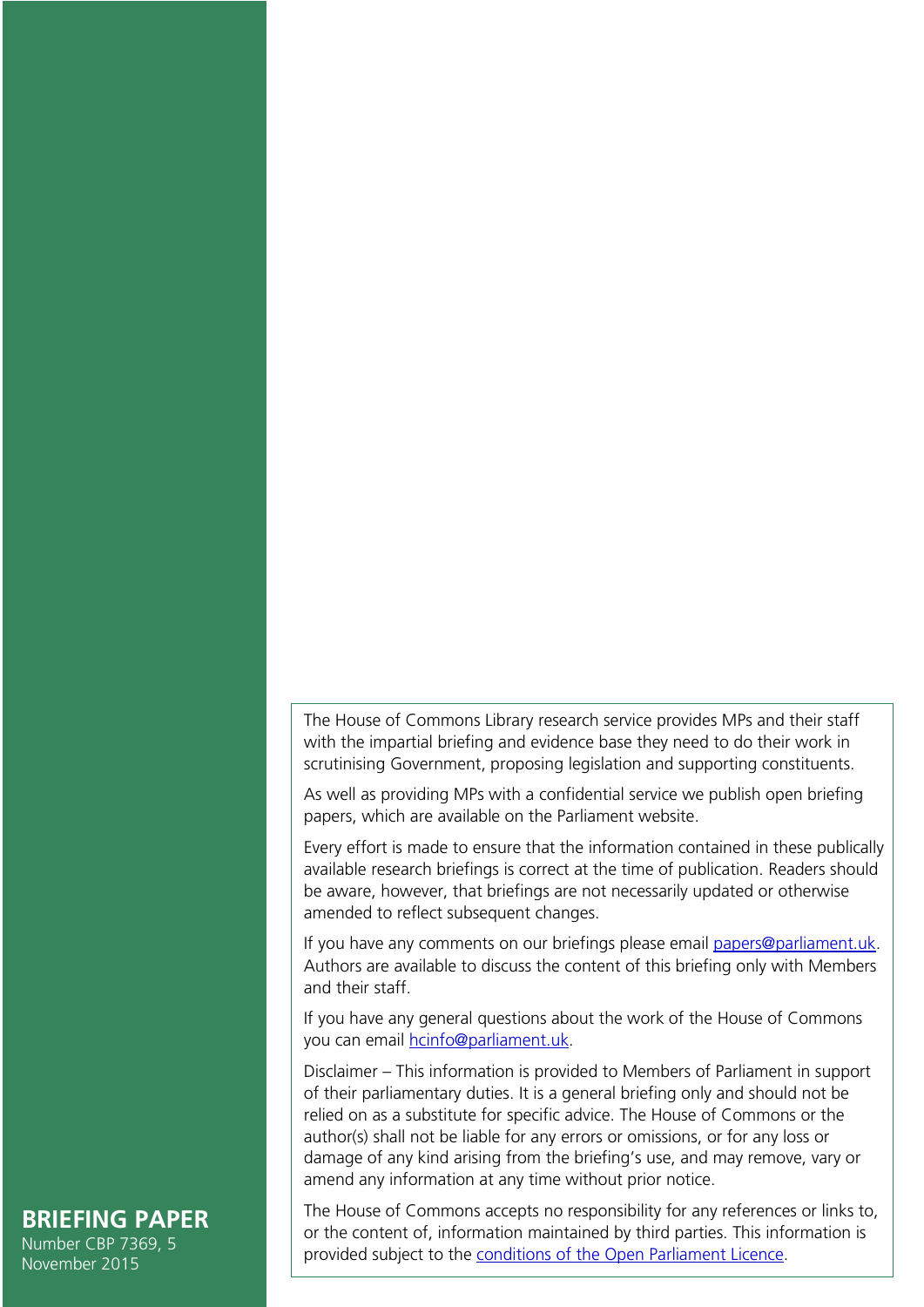**BRIEFING PAPER**

Number CBP 7369, 5 November 2015

The House of Commons Library research service provides MPs and their staff with the impartial briefing and evidence base they need to do their work in scrutinising Government, proposing legislation and supporting constituents.

As well as providing MPs with a confidential service we publish open briefing papers, which are available on the Parliament website.

Every effort is made to ensure that the information contained in these publically available research briefings is correct at the time of publication. Readers should be aware, however, that briefings are not necessarily updated or otherwise amended to reflect subsequent changes.

If you have any comments on our briefings please email papers@parliament.uk. Authors are available to discuss the content of this briefing only with Members and their staff.

If you have any general questions about the work of the House of Commons you can email hcinfo@parliament.uk.

Disclaimer – This information is provided to Members of Parliament in support of their parliamentary duties. It is a general briefing only and should not be relied on as a substitute for specific advice. The House of Commons or the author(s) shall not be liable for any errors or omissions, or for any loss or damage of any kind arising from the briefing's use, and may remove, vary or amend any information at any time without prior notice.

The House of Commons accepts no responsibility for any references or links to, or the content of, information maintained by third parties. This information is provided subject to the conditions of the Open Parliament Licence.